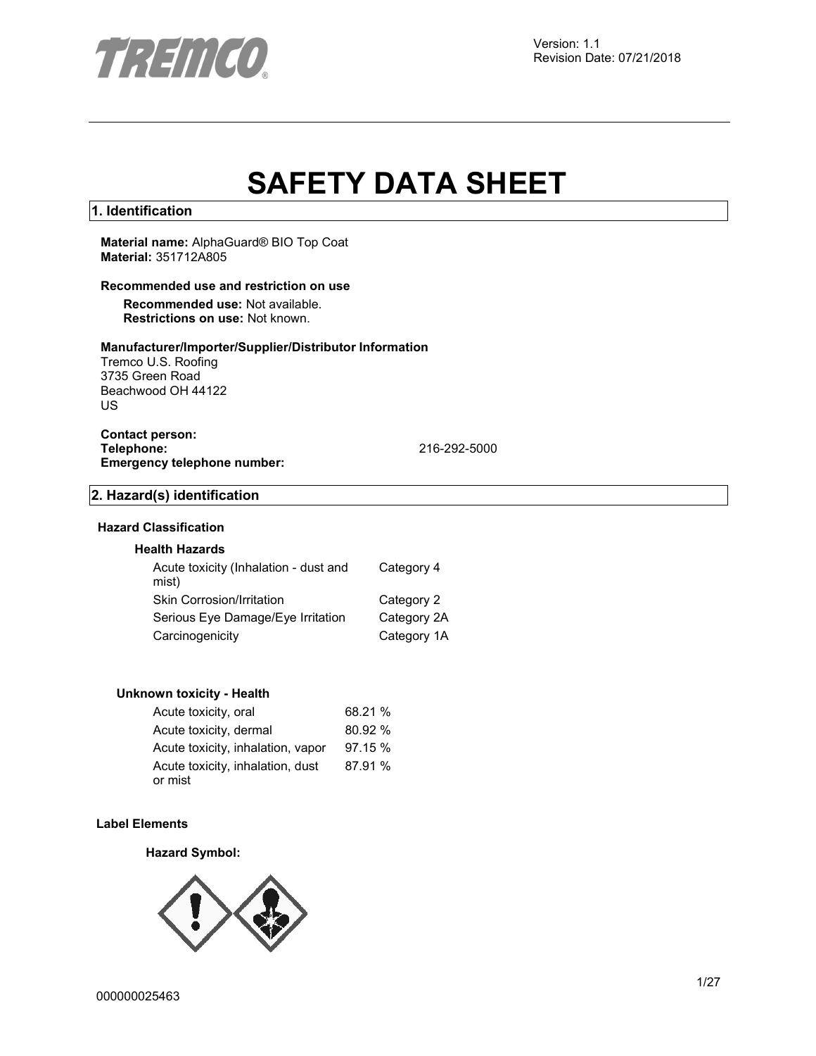Version: 1.1
Revision Date: 07/21/2018

# SAFETY DATA SHEET

## 1. Identification

**Material name:** AlphaGuard® BIO Top Coat
**Material:** 351712A805

**Recommended use and restriction on use**

**Recommended use:** Not available.
**Restrictions on use:** Not known.

**Manufacturer/Importer/Supplier/Distributor Information**
Tremco U.S. Roofing
3735 Green Road
Beachwood OH 44122
US

**Contact person:**
**Telephone:** 216-292-5000
**Emergency telephone number:**

## 2. Hazard(s) identification

**Hazard Classification**

**Health Hazards**

| | |
|---|---|
| Acute toxicity (Inhalation - dust and mist) | Category 4 |
| Skin Corrosion/Irritation | Category 2 |
| Serious Eye Damage/Eye Irritation | Category 2A |
| Carcinogenicity | Category 1A |

**Unknown toxicity - Health**

| | |
|---|---|
| Acute toxicity, oral | 68.21 % |
| Acute toxicity, dermal | 80.92 % |
| Acute toxicity, inhalation, vapor | 97.15 % |
| Acute toxicity, inhalation, dust or mist | 87.91 % |

**Label Elements**

**Hazard Symbol:**

000000025463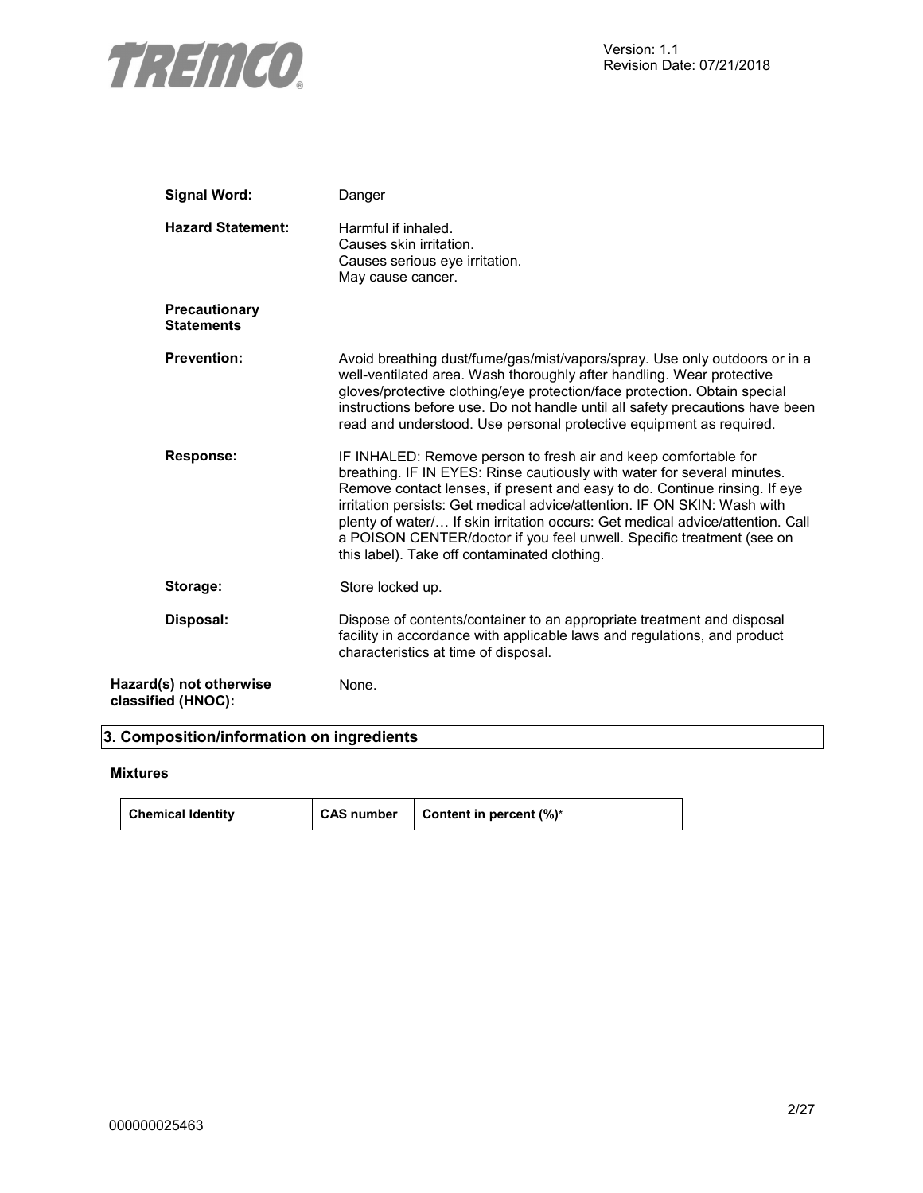**Signal Word:** Danger

**Hazard Statement:** Harmful if inhaled.
Causes skin irritation.
Causes serious eye irritation.
May cause cancer.

**Precautionary Statements**

**Prevention:** Avoid breathing dust/fume/gas/mist/vapors/spray. Use only outdoors or in a well-ventilated area. Wash thoroughly after handling. Wear protective gloves/protective clothing/eye protection/face protection. Obtain special instructions before use. Do not handle until all safety precautions have been read and understood. Use personal protective equipment as required.

**Response:** IF INHALED: Remove person to fresh air and keep comfortable for breathing. IF IN EYES: Rinse cautiously with water for several minutes. Remove contact lenses, if present and easy to do. Continue rinsing. If eye irritation persists: Get medical advice/attention. IF ON SKIN: Wash with plenty of water/… If skin irritation occurs: Get medical advice/attention. Call a POISON CENTER/doctor if you feel unwell. Specific treatment (see on this label). Take off contaminated clothing.

**Storage:** Store locked up.

**Disposal:** Dispose of contents/container to an appropriate treatment and disposal facility in accordance with applicable laws and regulations, and product characteristics at time of disposal.

**Hazard(s) not otherwise classified (HNOC):** None.

## 3. Composition/information on ingredients

**Mixtures**

| Chemical Identity | CAS number | Content in percent (%)* |
|---|---|---|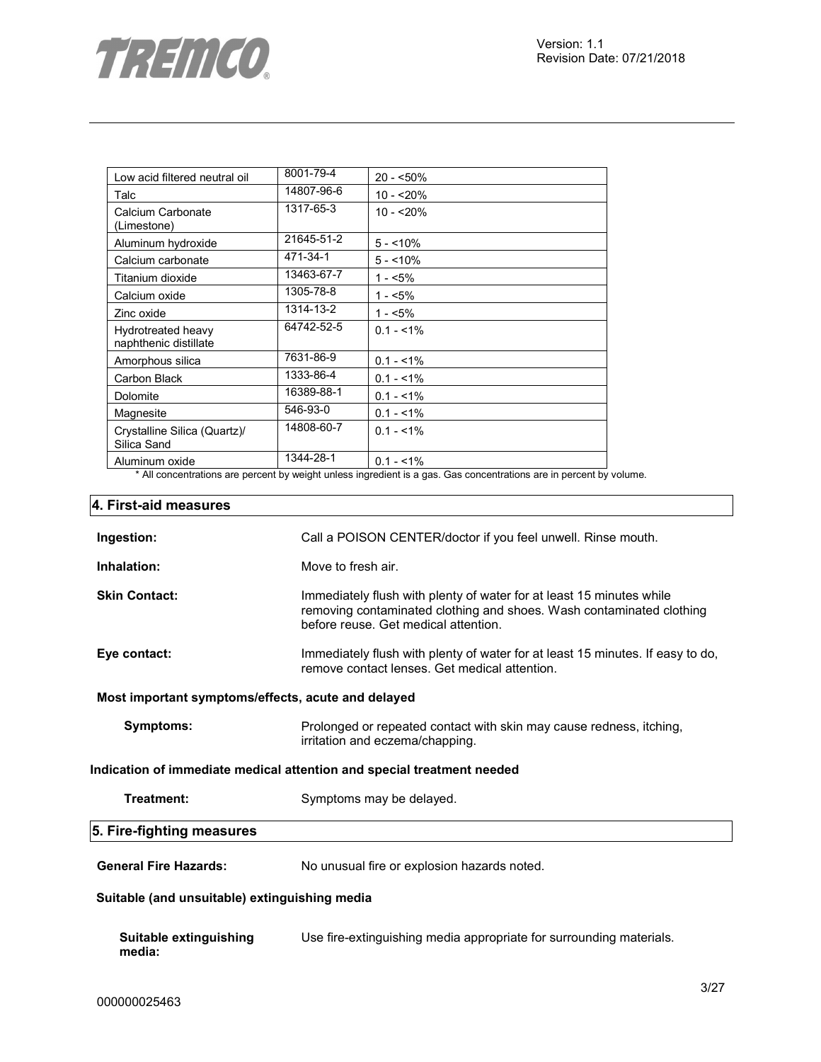| Low acid filtered neutral oil | 8001-79-4 | 20 - <50% |
|---|---|---|
| Talc | 14807-96-6 | 10 - <20% |
| Calcium Carbonate (Limestone) | 1317-65-3 | 10 - <20% |
| Aluminum hydroxide | 21645-51-2 | 5 - <10% |
| Calcium carbonate | 471-34-1 | 5 - <10% |
| Titanium dioxide | 13463-67-7 | 1 - <5% |
| Calcium oxide | 1305-78-8 | 1 - <5% |
| Zinc oxide | 1314-13-2 | 1 - <5% |
| Hydrotreated heavy naphthenic distillate | 64742-52-5 | 0.1 - <1% |
| Amorphous silica | 7631-86-9 | 0.1 - <1% |
| Carbon Black | 1333-86-4 | 0.1 - <1% |
| Dolomite | 16389-88-1 | 0.1 - <1% |
| Magnesite | 546-93-0 | 0.1 - <1% |
| Crystalline Silica (Quartz)/ Silica Sand | 14808-60-7 | 0.1 - <1% |
| Aluminum oxide | 1344-28-1 | 0.1 - <1% |

* All concentrations are percent by weight unless ingredient is a gas. Gas concentrations are in percent by volume.

## 4. First-aid measures

**Ingestion:** Call a POISON CENTER/doctor if you feel unwell. Rinse mouth.

**Inhalation:** Move to fresh air.

**Skin Contact:** Immediately flush with plenty of water for at least 15 minutes while removing contaminated clothing and shoes. Wash contaminated clothing before reuse. Get medical attention.

**Eye contact:** Immediately flush with plenty of water for at least 15 minutes. If easy to do, remove contact lenses. Get medical attention.

**Most important symptoms/effects, acute and delayed**

**Symptoms:** Prolonged or repeated contact with skin may cause redness, itching, irritation and eczema/chapping.

**Indication of immediate medical attention and special treatment needed**

**Treatment:** Symptoms may be delayed.

## 5. Fire-fighting measures

**General Fire Hazards:** No unusual fire or explosion hazards noted.

**Suitable (and unsuitable) extinguishing media**

**Suitable extinguishing media:** Use fire-extinguishing media appropriate for surrounding materials.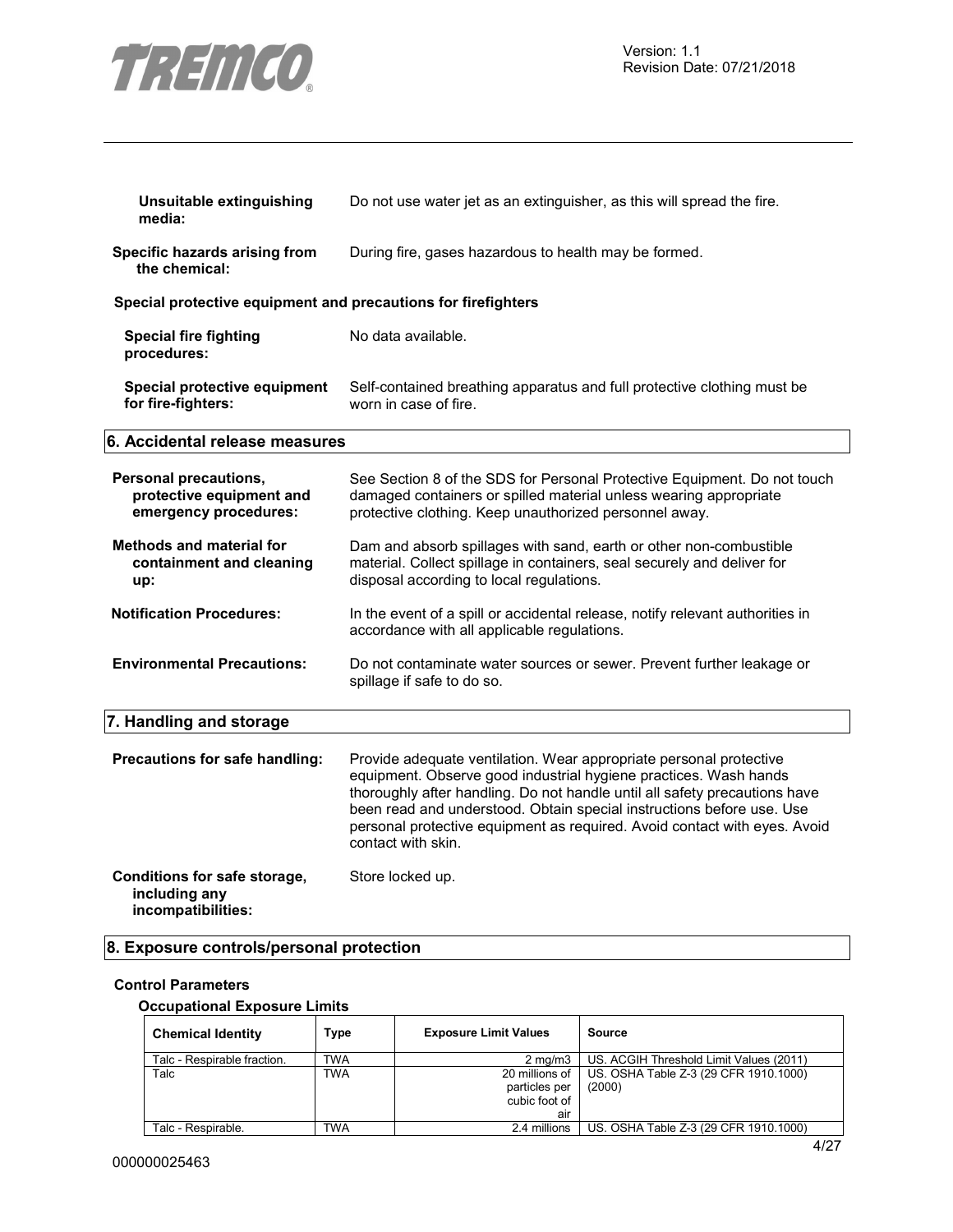**Unsuitable extinguishing media:** Do not use water jet as an extinguisher, as this will spread the fire.

**Specific hazards arising from the chemical:** During fire, gases hazardous to health may be formed.

**Special protective equipment and precautions for firefighters**

**Special fire fighting procedures:** No data available.

**Special protective equipment for fire-fighters:** Self-contained breathing apparatus and full protective clothing must be worn in case of fire.

## 6. Accidental release measures

**Personal precautions, protective equipment and emergency procedures:** See Section 8 of the SDS for Personal Protective Equipment. Do not touch damaged containers or spilled material unless wearing appropriate protective clothing. Keep unauthorized personnel away.

**Methods and material for containment and cleaning up:** Dam and absorb spillages with sand, earth or other non-combustible material. Collect spillage in containers, seal securely and deliver for disposal according to local regulations.

**Notification Procedures:** In the event of a spill or accidental release, notify relevant authorities in accordance with all applicable regulations.

**Environmental Precautions:** Do not contaminate water sources or sewer. Prevent further leakage or spillage if safe to do so.

## 7. Handling and storage

**Precautions for safe handling:** Provide adequate ventilation. Wear appropriate personal protective equipment. Observe good industrial hygiene practices. Wash hands thoroughly after handling. Do not handle until all safety precautions have been read and understood. Obtain special instructions before use. Use personal protective equipment as required. Avoid contact with eyes. Avoid contact with skin.

**Conditions for safe storage, including any incompatibilities:** Store locked up.

## 8. Exposure controls/personal protection

**Control Parameters**

**Occupational Exposure Limits**

| Chemical Identity | Type | Exposure Limit Values | Source |
|---|---|---|---|
| Talc - Respirable fraction. | TWA | 2 mg/m3 | US. ACGIH Threshold Limit Values (2011) |
| Talc | TWA | 20 millions of particles per cubic foot of air | US. OSHA Table Z-3 (29 CFR 1910.1000) (2000) |
| Talc - Respirable. | TWA | 2.4 millions | US. OSHA Table Z-3 (29 CFR 1910.1000) |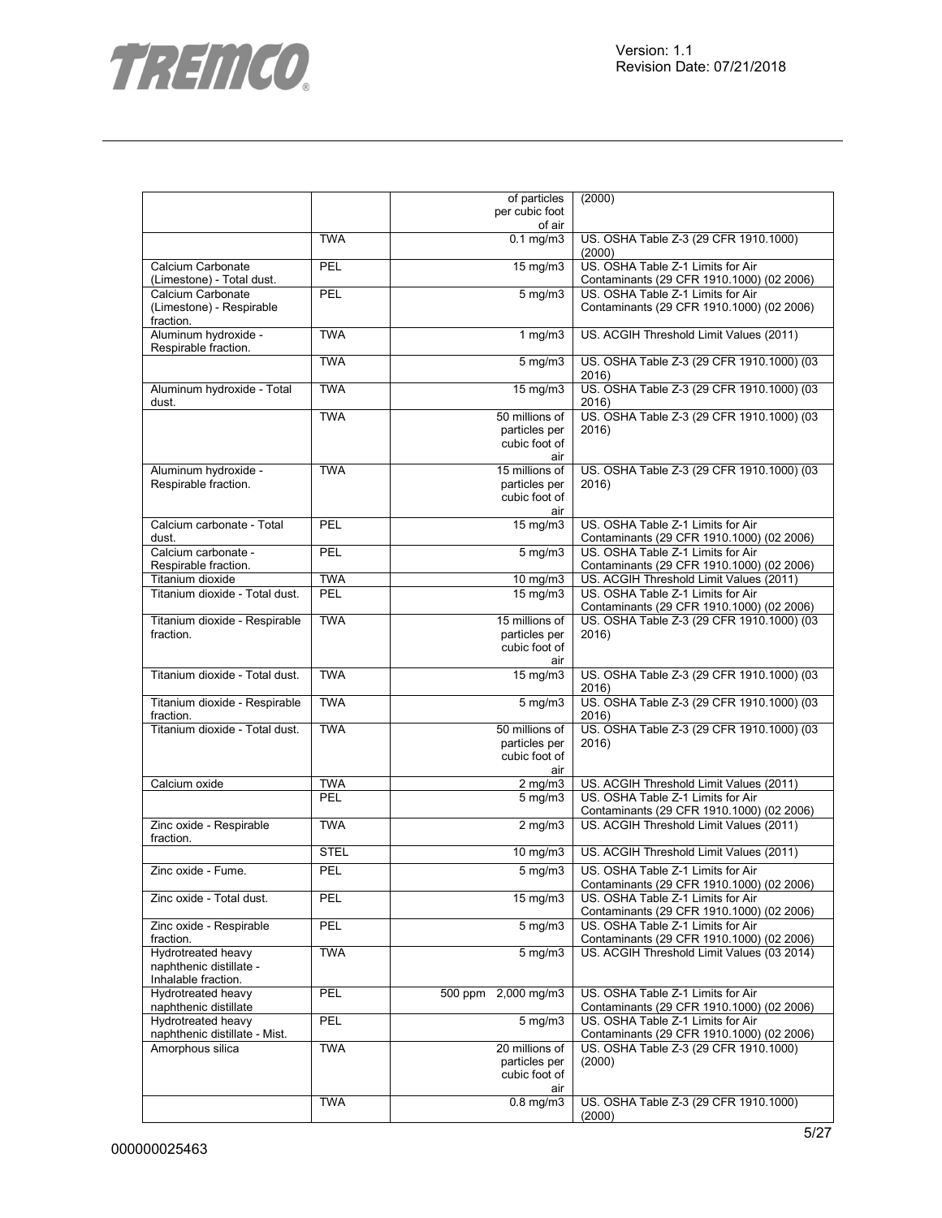| | | | |
|---|---|---|---|
| | | of particles per cubic foot of air | (2000) |
| | TWA | 0.1 mg/m3 | US. OSHA Table Z-3 (29 CFR 1910.1000) (2000) |
| Calcium Carbonate (Limestone) - Total dust. | PEL | 15 mg/m3 | US. OSHA Table Z-1 Limits for Air Contaminants (29 CFR 1910.1000) (02 2006) |
| Calcium Carbonate (Limestone) - Respirable fraction. | PEL | 5 mg/m3 | US. OSHA Table Z-1 Limits for Air Contaminants (29 CFR 1910.1000) (02 2006) |
| Aluminum hydroxide - Respirable fraction. | TWA | 1 mg/m3 | US. ACGIH Threshold Limit Values (2011) |
| | TWA | 5 mg/m3 | US. OSHA Table Z-3 (29 CFR 1910.1000) (03 2016) |
| Aluminum hydroxide - Total dust. | TWA | 15 mg/m3 | US. OSHA Table Z-3 (29 CFR 1910.1000) (03 2016) |
| | TWA | 50 millions of particles per cubic foot of air | US. OSHA Table Z-3 (29 CFR 1910.1000) (03 2016) |
| Aluminum hydroxide - Respirable fraction. | TWA | 15 millions of particles per cubic foot of air | US. OSHA Table Z-3 (29 CFR 1910.1000) (03 2016) |
| Calcium carbonate - Total dust. | PEL | 15 mg/m3 | US. OSHA Table Z-1 Limits for Air Contaminants (29 CFR 1910.1000) (02 2006) |
| Calcium carbonate - Respirable fraction. | PEL | 5 mg/m3 | US. OSHA Table Z-1 Limits for Air Contaminants (29 CFR 1910.1000) (02 2006) |
| Titanium dioxide | TWA | 10 mg/m3 | US. ACGIH Threshold Limit Values (2011) |
| Titanium dioxide - Total dust. | PEL | 15 mg/m3 | US. OSHA Table Z-1 Limits for Air Contaminants (29 CFR 1910.1000) (02 2006) |
| Titanium dioxide - Respirable fraction. | TWA | 15 millions of particles per cubic foot of air | US. OSHA Table Z-3 (29 CFR 1910.1000) (03 2016) |
| Titanium dioxide - Total dust. | TWA | 15 mg/m3 | US. OSHA Table Z-3 (29 CFR 1910.1000) (03 2016) |
| Titanium dioxide - Respirable fraction. | TWA | 5 mg/m3 | US. OSHA Table Z-3 (29 CFR 1910.1000) (03 2016) |
| Titanium dioxide - Total dust. | TWA | 50 millions of particles per cubic foot of air | US. OSHA Table Z-3 (29 CFR 1910.1000) (03 2016) |
| Calcium oxide | TWA | 2 mg/m3 | US. ACGIH Threshold Limit Values (2011) |
| | PEL | 5 mg/m3 | US. OSHA Table Z-1 Limits for Air Contaminants (29 CFR 1910.1000) (02 2006) |
| Zinc oxide - Respirable fraction. | TWA | 2 mg/m3 | US. ACGIH Threshold Limit Values (2011) |
| | STEL | 10 mg/m3 | US. ACGIH Threshold Limit Values (2011) |
| Zinc oxide - Fume. | PEL | 5 mg/m3 | US. OSHA Table Z-1 Limits for Air Contaminants (29 CFR 1910.1000) (02 2006) |
| Zinc oxide - Total dust. | PEL | 15 mg/m3 | US. OSHA Table Z-1 Limits for Air Contaminants (29 CFR 1910.1000) (02 2006) |
| Zinc oxide - Respirable fraction. | PEL | 5 mg/m3 | US. OSHA Table Z-1 Limits for Air Contaminants (29 CFR 1910.1000) (02 2006) |
| Hydrotreated heavy naphthenic distillate - Inhalable fraction. | TWA | 5 mg/m3 | US. ACGIH Threshold Limit Values (03 2014) |
| Hydrotreated heavy naphthenic distillate | PEL | 500 ppm 2,000 mg/m3 | US. OSHA Table Z-1 Limits for Air Contaminants (29 CFR 1910.1000) (02 2006) |
| Hydrotreated heavy naphthenic distillate - Mist. | PEL | 5 mg/m3 | US. OSHA Table Z-1 Limits for Air Contaminants (29 CFR 1910.1000) (02 2006) |
| Amorphous silica | TWA | 20 millions of particles per cubic foot of air | US. OSHA Table Z-3 (29 CFR 1910.1000) (2000) |
| | TWA | 0.8 mg/m3 | US. OSHA Table Z-3 (29 CFR 1910.1000) (2000) |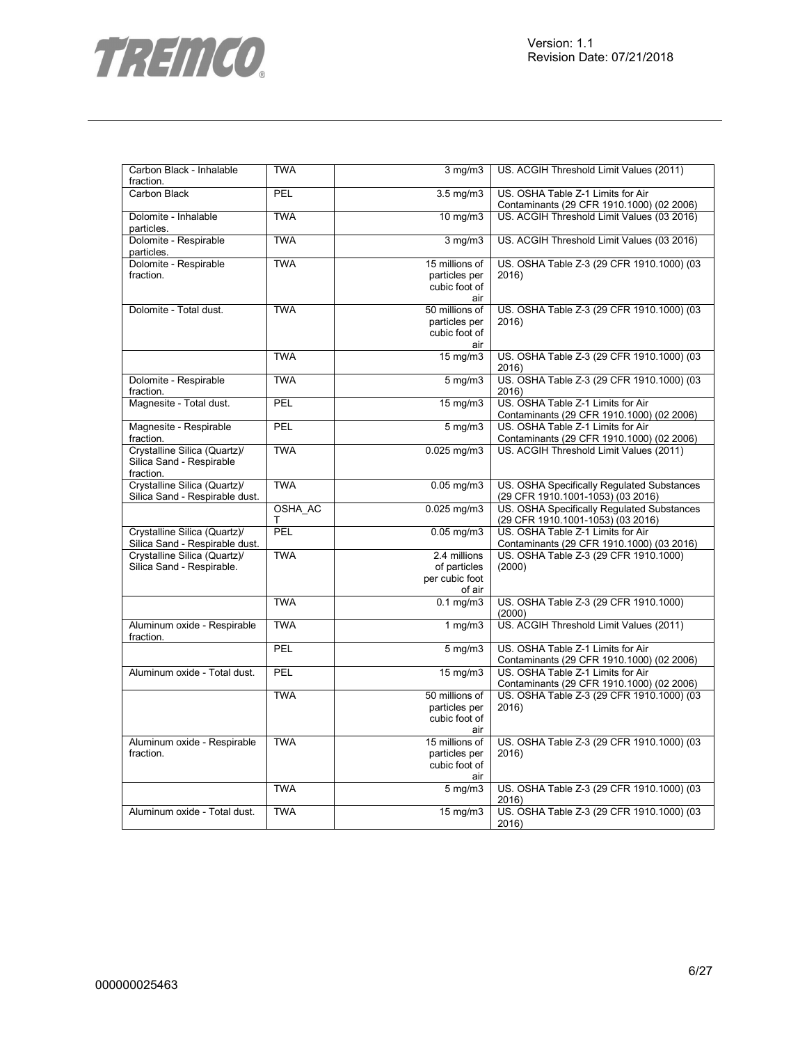| | | | |
|---|---|---|---|
| Carbon Black - Inhalable fraction. | TWA | 3 mg/m3 | US. ACGIH Threshold Limit Values (2011) |
| Carbon Black | PEL | 3.5 mg/m3 | US. OSHA Table Z-1 Limits for Air Contaminants (29 CFR 1910.1000) (02 2006) |
| Dolomite - Inhalable particles. | TWA | 10 mg/m3 | US. ACGIH Threshold Limit Values (03 2016) |
| Dolomite - Respirable particles. | TWA | 3 mg/m3 | US. ACGIH Threshold Limit Values (03 2016) |
| Dolomite - Respirable fraction. | TWA | 15 millions of particles per cubic foot of air | US. OSHA Table Z-3 (29 CFR 1910.1000) (03 2016) |
| Dolomite - Total dust. | TWA | 50 millions of particles per cubic foot of air | US. OSHA Table Z-3 (29 CFR 1910.1000) (03 2016) |
| | TWA | 15 mg/m3 | US. OSHA Table Z-3 (29 CFR 1910.1000) (03 2016) |
| Dolomite - Respirable fraction. | TWA | 5 mg/m3 | US. OSHA Table Z-3 (29 CFR 1910.1000) (03 2016) |
| Magnesite - Total dust. | PEL | 15 mg/m3 | US. OSHA Table Z-1 Limits for Air Contaminants (29 CFR 1910.1000) (02 2006) |
| Magnesite - Respirable fraction. | PEL | 5 mg/m3 | US. OSHA Table Z-1 Limits for Air Contaminants (29 CFR 1910.1000) (02 2006) |
| Crystalline Silica (Quartz)/ Silica Sand - Respirable fraction. | TWA | 0.025 mg/m3 | US. ACGIH Threshold Limit Values (2011) |
| Crystalline Silica (Quartz)/ Silica Sand - Respirable dust. | TWA | 0.05 mg/m3 | US. OSHA Specifically Regulated Substances (29 CFR 1910.1001-1053) (03 2016) |
| | OSHA_ACT | 0.025 mg/m3 | US. OSHA Specifically Regulated Substances (29 CFR 1910.1001-1053) (03 2016) |
| Crystalline Silica (Quartz)/ Silica Sand - Respirable dust. | PEL | 0.05 mg/m3 | US. OSHA Table Z-1 Limits for Air Contaminants (29 CFR 1910.1000) (03 2016) |
| Crystalline Silica (Quartz)/ Silica Sand - Respirable. | TWA | 2.4 millions of particles per cubic foot of air | US. OSHA Table Z-3 (29 CFR 1910.1000) (2000) |
| | TWA | 0.1 mg/m3 | US. OSHA Table Z-3 (29 CFR 1910.1000) (2000) |
| Aluminum oxide - Respirable fraction. | TWA | 1 mg/m3 | US. ACGIH Threshold Limit Values (2011) |
| | PEL | 5 mg/m3 | US. OSHA Table Z-1 Limits for Air Contaminants (29 CFR 1910.1000) (02 2006) |
| Aluminum oxide - Total dust. | PEL | 15 mg/m3 | US. OSHA Table Z-1 Limits for Air Contaminants (29 CFR 1910.1000) (02 2006) |
| | TWA | 50 millions of particles per cubic foot of air | US. OSHA Table Z-3 (29 CFR 1910.1000) (03 2016) |
| Aluminum oxide - Respirable fraction. | TWA | 15 millions of particles per cubic foot of air | US. OSHA Table Z-3 (29 CFR 1910.1000) (03 2016) |
| | TWA | 5 mg/m3 | US. OSHA Table Z-3 (29 CFR 1910.1000) (03 2016) |
| Aluminum oxide - Total dust. | TWA | 15 mg/m3 | US. OSHA Table Z-3 (29 CFR 1910.1000) (03 2016) |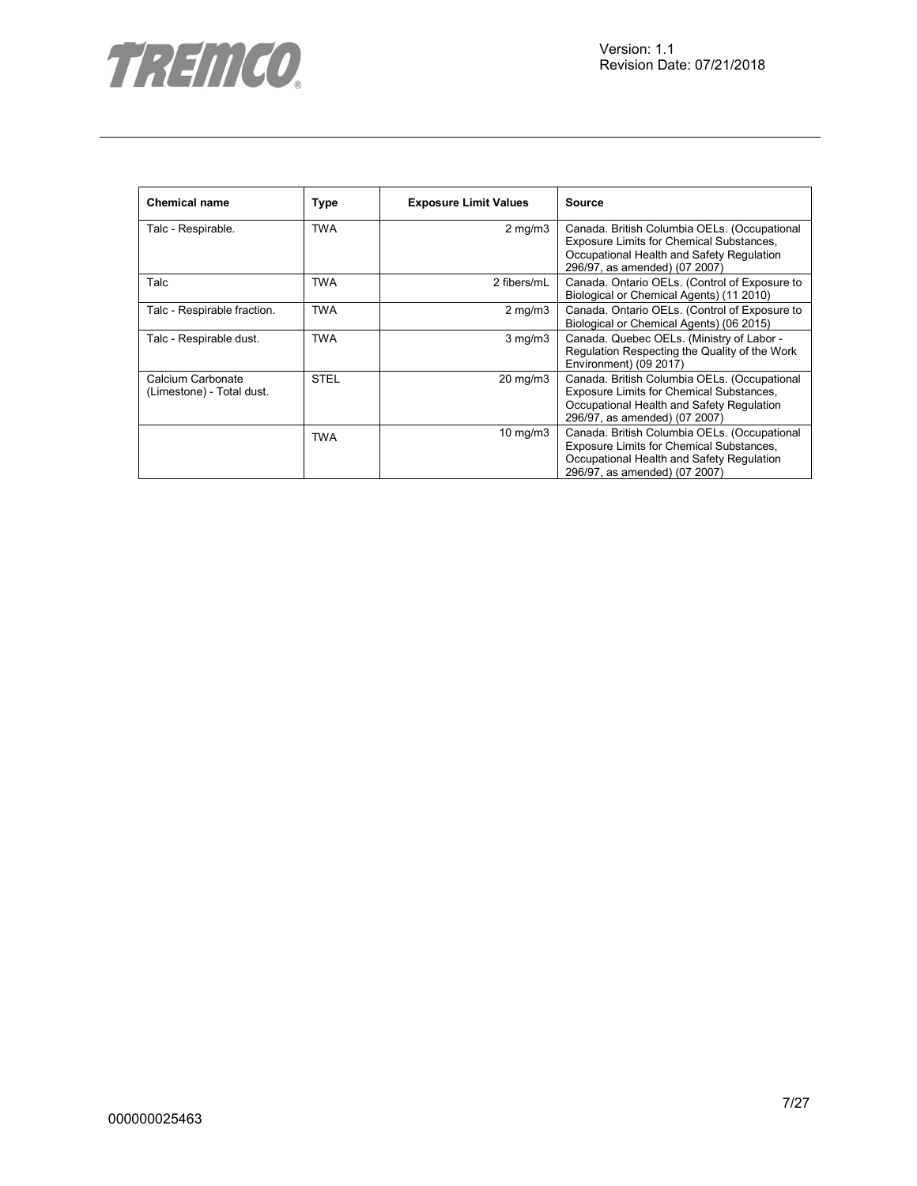| Chemical name | Type | Exposure Limit Values | Source |
| --- | --- | --- | --- |
| Talc - Respirable. | TWA | 2 mg/m3 | Canada. British Columbia OELs. (Occupational Exposure Limits for Chemical Substances, Occupational Health and Safety Regulation 296/97, as amended) (07 2007) |
| Talc | TWA | 2 fibers/mL | Canada. Ontario OELs. (Control of Exposure to Biological or Chemical Agents) (11 2010) |
| Talc - Respirable fraction. | TWA | 2 mg/m3 | Canada. Ontario OELs. (Control of Exposure to Biological or Chemical Agents) (06 2015) |
| Talc - Respirable dust. | TWA | 3 mg/m3 | Canada. Quebec OELs. (Ministry of Labor - Regulation Respecting the Quality of the Work Environment) (09 2017) |
| Calcium Carbonate (Limestone) - Total dust. | STEL | 20 mg/m3 | Canada. British Columbia OELs. (Occupational Exposure Limits for Chemical Substances, Occupational Health and Safety Regulation 296/97, as amended) (07 2007) |
| | TWA | 10 mg/m3 | Canada. British Columbia OELs. (Occupational Exposure Limits for Chemical Substances, Occupational Health and Safety Regulation 296/97, as amended) (07 2007) |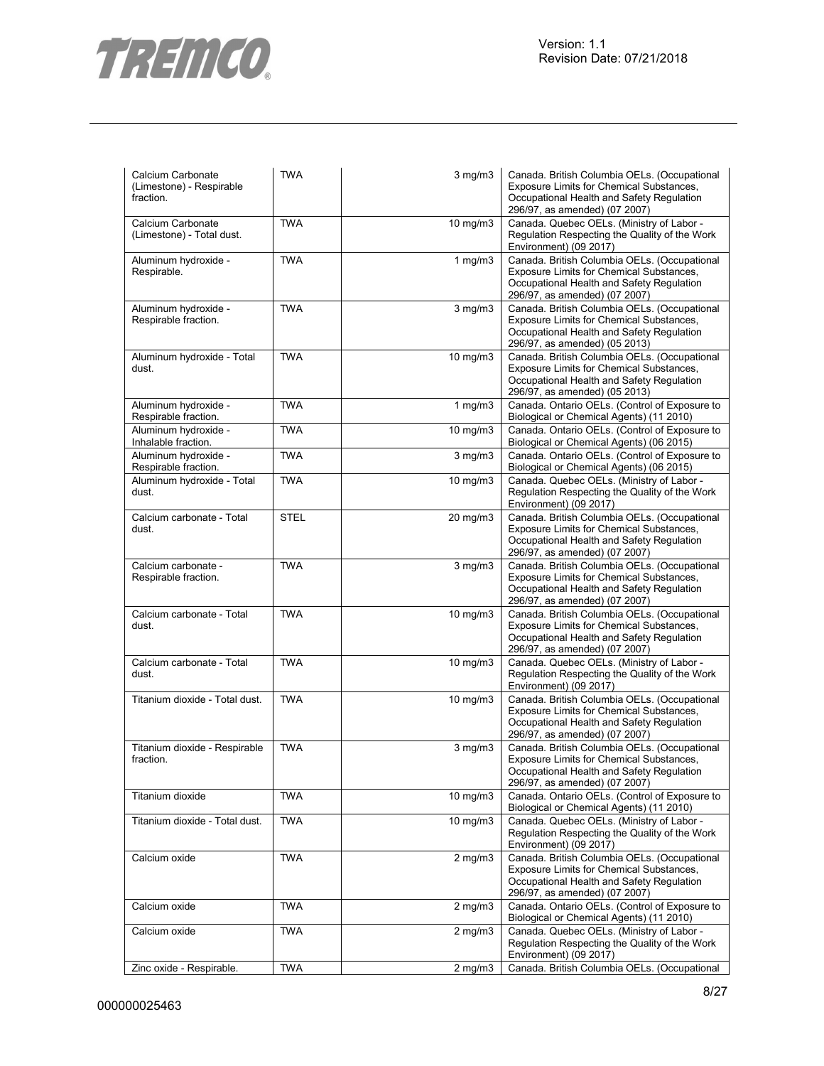| | | | |
|---|---|---|---|
| Calcium Carbonate (Limestone) - Respirable fraction. | TWA | 3 mg/m3 | Canada. British Columbia OELs. (Occupational Exposure Limits for Chemical Substances, Occupational Health and Safety Regulation 296/97, as amended) (07 2007) |
| Calcium Carbonate (Limestone) - Total dust. | TWA | 10 mg/m3 | Canada. Quebec OELs. (Ministry of Labor - Regulation Respecting the Quality of the Work Environment) (09 2017) |
| Aluminum hydroxide - Respirable. | TWA | 1 mg/m3 | Canada. British Columbia OELs. (Occupational Exposure Limits for Chemical Substances, Occupational Health and Safety Regulation 296/97, as amended) (07 2007) |
| Aluminum hydroxide - Respirable fraction. | TWA | 3 mg/m3 | Canada. British Columbia OELs. (Occupational Exposure Limits for Chemical Substances, Occupational Health and Safety Regulation 296/97, as amended) (05 2013) |
| Aluminum hydroxide - Total dust. | TWA | 10 mg/m3 | Canada. British Columbia OELs. (Occupational Exposure Limits for Chemical Substances, Occupational Health and Safety Regulation 296/97, as amended) (05 2013) |
| Aluminum hydroxide - Respirable fraction. | TWA | 1 mg/m3 | Canada. Ontario OELs. (Control of Exposure to Biological or Chemical Agents) (11 2010) |
| Aluminum hydroxide - Inhalable fraction. | TWA | 10 mg/m3 | Canada. Ontario OELs. (Control of Exposure to Biological or Chemical Agents) (06 2015) |
| Aluminum hydroxide - Respirable fraction. | TWA | 3 mg/m3 | Canada. Ontario OELs. (Control of Exposure to Biological or Chemical Agents) (06 2015) |
| Aluminum hydroxide - Total dust. | TWA | 10 mg/m3 | Canada. Quebec OELs. (Ministry of Labor - Regulation Respecting the Quality of the Work Environment) (09 2017) |
| Calcium carbonate - Total dust. | STEL | 20 mg/m3 | Canada. British Columbia OELs. (Occupational Exposure Limits for Chemical Substances, Occupational Health and Safety Regulation 296/97, as amended) (07 2007) |
| Calcium carbonate - Respirable fraction. | TWA | 3 mg/m3 | Canada. British Columbia OELs. (Occupational Exposure Limits for Chemical Substances, Occupational Health and Safety Regulation 296/97, as amended) (07 2007) |
| Calcium carbonate - Total dust. | TWA | 10 mg/m3 | Canada. British Columbia OELs. (Occupational Exposure Limits for Chemical Substances, Occupational Health and Safety Regulation 296/97, as amended) (07 2007) |
| Calcium carbonate - Total dust. | TWA | 10 mg/m3 | Canada. Quebec OELs. (Ministry of Labor - Regulation Respecting the Quality of the Work Environment) (09 2017) |
| Titanium dioxide - Total dust. | TWA | 10 mg/m3 | Canada. British Columbia OELs. (Occupational Exposure Limits for Chemical Substances, Occupational Health and Safety Regulation 296/97, as amended) (07 2007) |
| Titanium dioxide - Respirable fraction. | TWA | 3 mg/m3 | Canada. British Columbia OELs. (Occupational Exposure Limits for Chemical Substances, Occupational Health and Safety Regulation 296/97, as amended) (07 2007) |
| Titanium dioxide | TWA | 10 mg/m3 | Canada. Ontario OELs. (Control of Exposure to Biological or Chemical Agents) (11 2010) |
| Titanium dioxide - Total dust. | TWA | 10 mg/m3 | Canada. Quebec OELs. (Ministry of Labor - Regulation Respecting the Quality of the Work Environment) (09 2017) |
| Calcium oxide | TWA | 2 mg/m3 | Canada. British Columbia OELs. (Occupational Exposure Limits for Chemical Substances, Occupational Health and Safety Regulation 296/97, as amended) (07 2007) |
| Calcium oxide | TWA | 2 mg/m3 | Canada. Ontario OELs. (Control of Exposure to Biological or Chemical Agents) (11 2010) |
| Calcium oxide | TWA | 2 mg/m3 | Canada. Quebec OELs. (Ministry of Labor - Regulation Respecting the Quality of the Work Environment) (09 2017) |
| Zinc oxide - Respirable. | TWA | 2 mg/m3 | Canada. British Columbia OELs. (Occupational |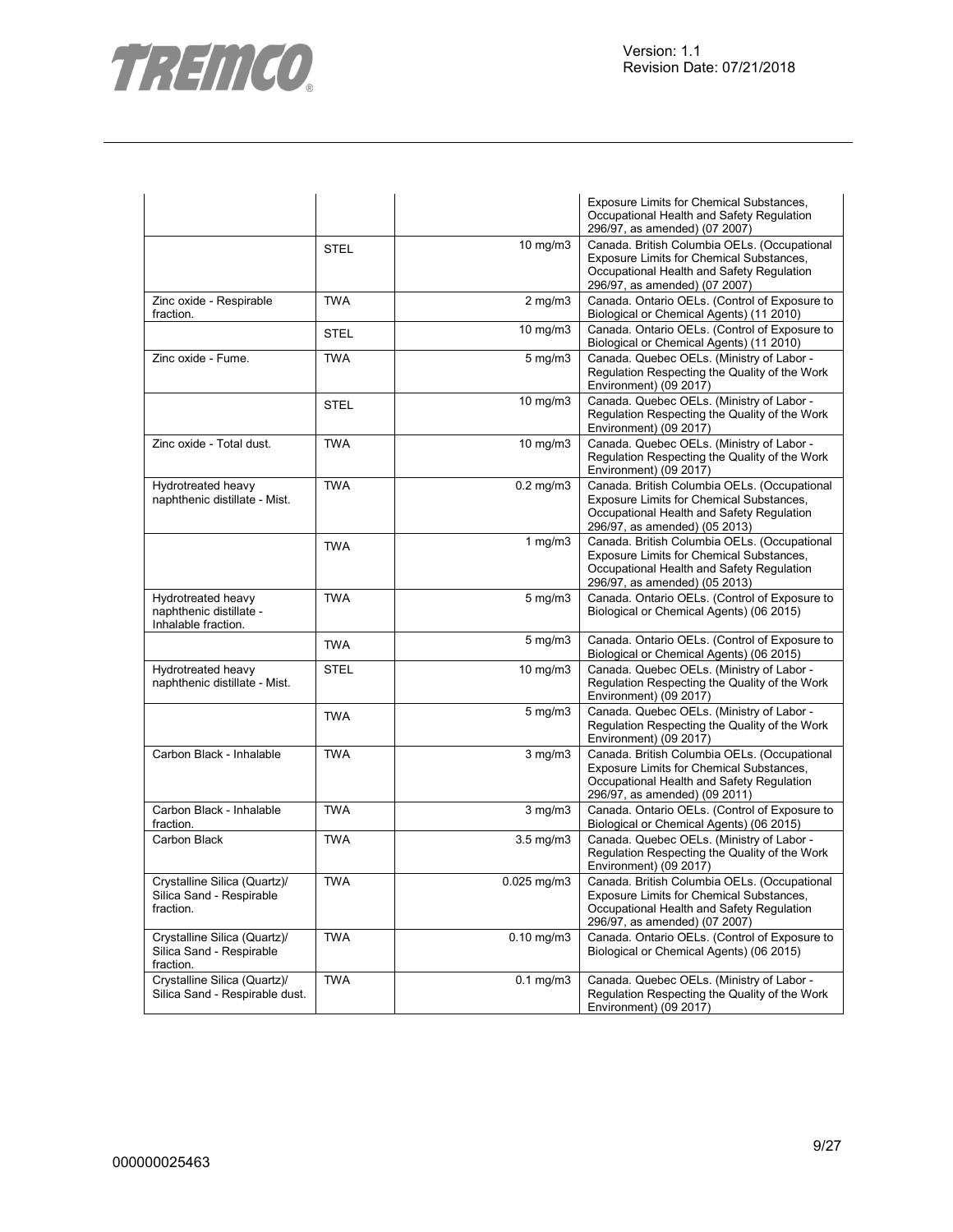| | | | |
|---|---|---|---|
| | | | Exposure Limits for Chemical Substances, Occupational Health and Safety Regulation 296/97, as amended) (07 2007) |
| | STEL | 10 mg/m3 | Canada. British Columbia OELs. (Occupational Exposure Limits for Chemical Substances, Occupational Health and Safety Regulation 296/97, as amended) (07 2007) |
| Zinc oxide - Respirable fraction. | TWA | 2 mg/m3 | Canada. Ontario OELs. (Control of Exposure to Biological or Chemical Agents) (11 2010) |
| | STEL | 10 mg/m3 | Canada. Ontario OELs. (Control of Exposure to Biological or Chemical Agents) (11 2010) |
| Zinc oxide - Fume. | TWA | 5 mg/m3 | Canada. Quebec OELs. (Ministry of Labor - Regulation Respecting the Quality of the Work Environment) (09 2017) |
| | STEL | 10 mg/m3 | Canada. Quebec OELs. (Ministry of Labor - Regulation Respecting the Quality of the Work Environment) (09 2017) |
| Zinc oxide - Total dust. | TWA | 10 mg/m3 | Canada. Quebec OELs. (Ministry of Labor - Regulation Respecting the Quality of the Work Environment) (09 2017) |
| Hydrotreated heavy naphthenic distillate - Mist. | TWA | 0.2 mg/m3 | Canada. British Columbia OELs. (Occupational Exposure Limits for Chemical Substances, Occupational Health and Safety Regulation 296/97, as amended) (05 2013) |
| | TWA | 1 mg/m3 | Canada. British Columbia OELs. (Occupational Exposure Limits for Chemical Substances, Occupational Health and Safety Regulation 296/97, as amended) (05 2013) |
| Hydrotreated heavy naphthenic distillate - Inhalable fraction. | TWA | 5 mg/m3 | Canada. Ontario OELs. (Control of Exposure to Biological or Chemical Agents) (06 2015) |
| | TWA | 5 mg/m3 | Canada. Ontario OELs. (Control of Exposure to Biological or Chemical Agents) (06 2015) |
| Hydrotreated heavy naphthenic distillate - Mist. | STEL | 10 mg/m3 | Canada. Quebec OELs. (Ministry of Labor - Regulation Respecting the Quality of the Work Environment) (09 2017) |
| | TWA | 5 mg/m3 | Canada. Quebec OELs. (Ministry of Labor - Regulation Respecting the Quality of the Work Environment) (09 2017) |
| Carbon Black - Inhalable | TWA | 3 mg/m3 | Canada. British Columbia OELs. (Occupational Exposure Limits for Chemical Substances, Occupational Health and Safety Regulation 296/97, as amended) (09 2011) |
| Carbon Black - Inhalable fraction. | TWA | 3 mg/m3 | Canada. Ontario OELs. (Control of Exposure to Biological or Chemical Agents) (06 2015) |
| Carbon Black | TWA | 3.5 mg/m3 | Canada. Quebec OELs. (Ministry of Labor - Regulation Respecting the Quality of the Work Environment) (09 2017) |
| Crystalline Silica (Quartz)/ Silica Sand - Respirable fraction. | TWA | 0.025 mg/m3 | Canada. British Columbia OELs. (Occupational Exposure Limits for Chemical Substances, Occupational Health and Safety Regulation 296/97, as amended) (07 2007) |
| Crystalline Silica (Quartz)/ Silica Sand - Respirable fraction. | TWA | 0.10 mg/m3 | Canada. Ontario OELs. (Control of Exposure to Biological or Chemical Agents) (06 2015) |
| Crystalline Silica (Quartz)/ Silica Sand - Respirable dust. | TWA | 0.1 mg/m3 | Canada. Quebec OELs. (Ministry of Labor - Regulation Respecting the Quality of the Work Environment) (09 2017) |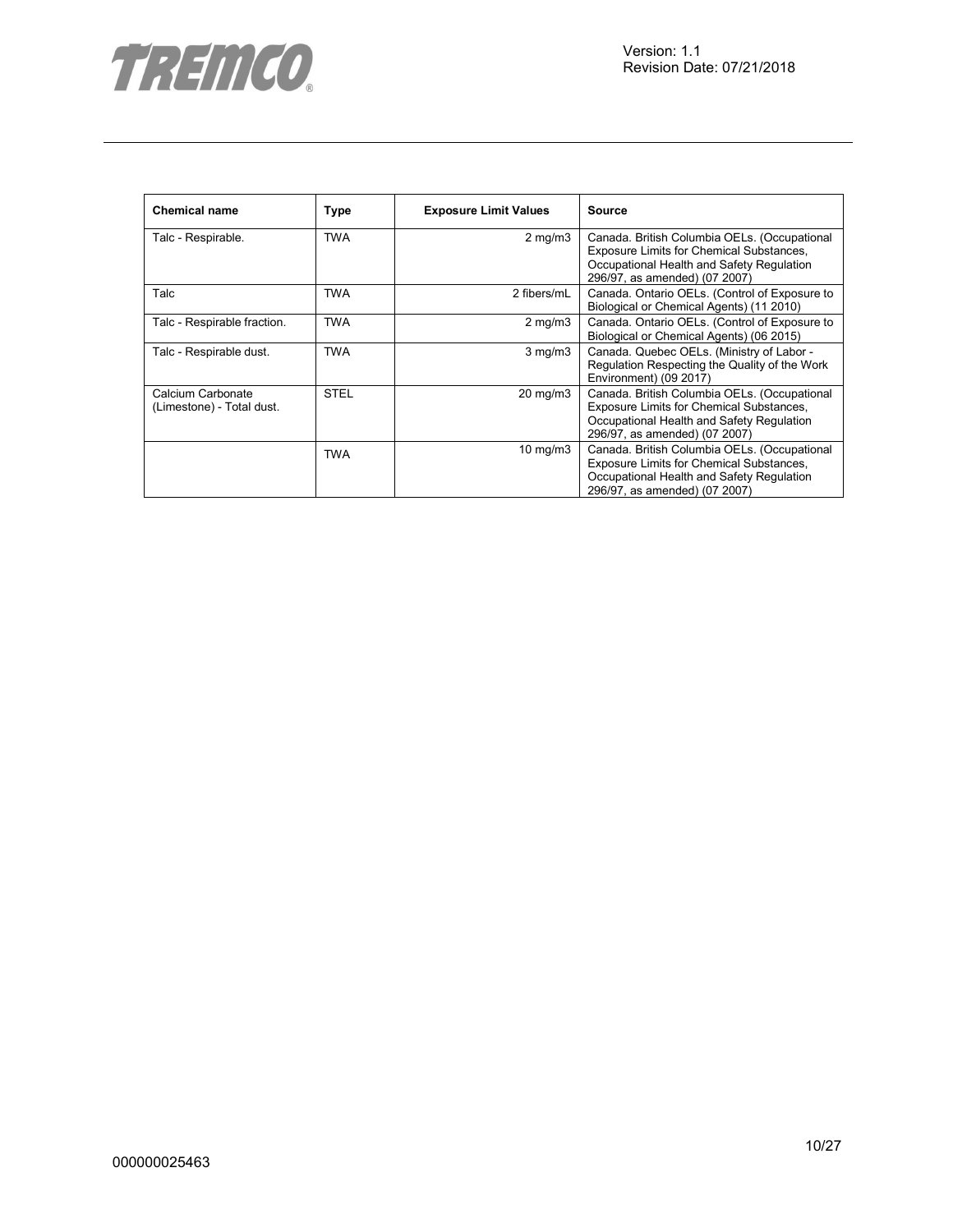| Chemical name | Type | Exposure Limit Values | Source |
|---|---|---|---|
| Talc - Respirable. | TWA | 2 mg/m3 | Canada. British Columbia OELs. (Occupational Exposure Limits for Chemical Substances, Occupational Health and Safety Regulation 296/97, as amended) (07 2007) |
| Talc | TWA | 2 fibers/mL | Canada. Ontario OELs. (Control of Exposure to Biological or Chemical Agents) (11 2010) |
| Talc - Respirable fraction. | TWA | 2 mg/m3 | Canada. Ontario OELs. (Control of Exposure to Biological or Chemical Agents) (06 2015) |
| Talc - Respirable dust. | TWA | 3 mg/m3 | Canada. Quebec OELs. (Ministry of Labor - Regulation Respecting the Quality of the Work Environment) (09 2017) |
| Calcium Carbonate (Limestone) - Total dust. | STEL | 20 mg/m3 | Canada. British Columbia OELs. (Occupational Exposure Limits for Chemical Substances, Occupational Health and Safety Regulation 296/97, as amended) (07 2007) |
| | TWA | 10 mg/m3 | Canada. British Columbia OELs. (Occupational Exposure Limits for Chemical Substances, Occupational Health and Safety Regulation 296/97, as amended) (07 2007) |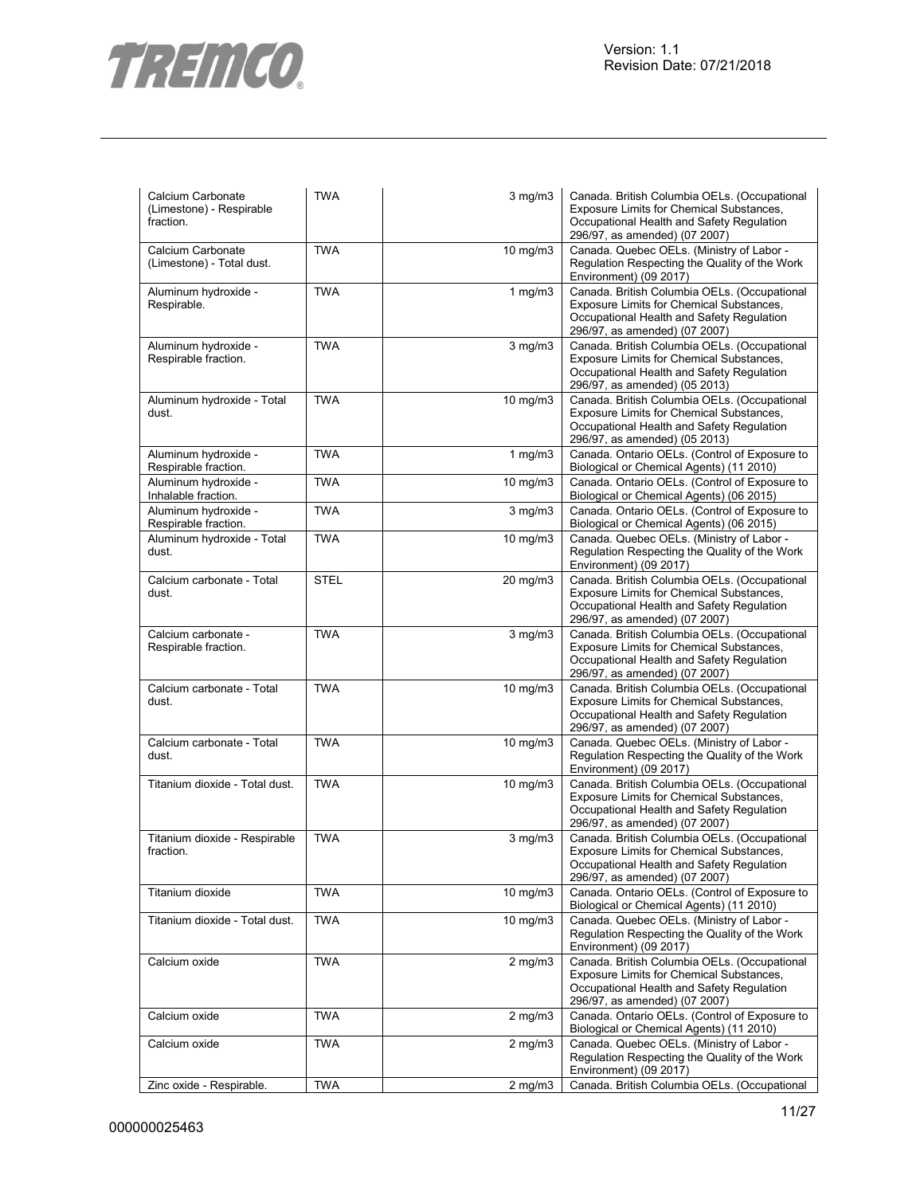| | | | |
|---|---|---|---|
| Calcium Carbonate (Limestone) - Respirable fraction. | TWA | 3 mg/m3 | Canada. British Columbia OELs. (Occupational Exposure Limits for Chemical Substances, Occupational Health and Safety Regulation 296/97, as amended) (07 2007) |
| Calcium Carbonate (Limestone) - Total dust. | TWA | 10 mg/m3 | Canada. Quebec OELs. (Ministry of Labor - Regulation Respecting the Quality of the Work Environment) (09 2017) |
| Aluminum hydroxide - Respirable. | TWA | 1 mg/m3 | Canada. British Columbia OELs. (Occupational Exposure Limits for Chemical Substances, Occupational Health and Safety Regulation 296/97, as amended) (07 2007) |
| Aluminum hydroxide - Respirable fraction. | TWA | 3 mg/m3 | Canada. British Columbia OELs. (Occupational Exposure Limits for Chemical Substances, Occupational Health and Safety Regulation 296/97, as amended) (05 2013) |
| Aluminum hydroxide - Total dust. | TWA | 10 mg/m3 | Canada. British Columbia OELs. (Occupational Exposure Limits for Chemical Substances, Occupational Health and Safety Regulation 296/97, as amended) (05 2013) |
| Aluminum hydroxide - Respirable fraction. | TWA | 1 mg/m3 | Canada. Ontario OELs. (Control of Exposure to Biological or Chemical Agents) (11 2010) |
| Aluminum hydroxide - Inhalable fraction. | TWA | 10 mg/m3 | Canada. Ontario OELs. (Control of Exposure to Biological or Chemical Agents) (06 2015) |
| Aluminum hydroxide - Respirable fraction. | TWA | 3 mg/m3 | Canada. Ontario OELs. (Control of Exposure to Biological or Chemical Agents) (06 2015) |
| Aluminum hydroxide - Total dust. | TWA | 10 mg/m3 | Canada. Quebec OELs. (Ministry of Labor - Regulation Respecting the Quality of the Work Environment) (09 2017) |
| Calcium carbonate - Total dust. | STEL | 20 mg/m3 | Canada. British Columbia OELs. (Occupational Exposure Limits for Chemical Substances, Occupational Health and Safety Regulation 296/97, as amended) (07 2007) |
| Calcium carbonate - Respirable fraction. | TWA | 3 mg/m3 | Canada. British Columbia OELs. (Occupational Exposure Limits for Chemical Substances, Occupational Health and Safety Regulation 296/97, as amended) (07 2007) |
| Calcium carbonate - Total dust. | TWA | 10 mg/m3 | Canada. British Columbia OELs. (Occupational Exposure Limits for Chemical Substances, Occupational Health and Safety Regulation 296/97, as amended) (07 2007) |
| Calcium carbonate - Total dust. | TWA | 10 mg/m3 | Canada. Quebec OELs. (Ministry of Labor - Regulation Respecting the Quality of the Work Environment) (09 2017) |
| Titanium dioxide - Total dust. | TWA | 10 mg/m3 | Canada. British Columbia OELs. (Occupational Exposure Limits for Chemical Substances, Occupational Health and Safety Regulation 296/97, as amended) (07 2007) |
| Titanium dioxide - Respirable fraction. | TWA | 3 mg/m3 | Canada. British Columbia OELs. (Occupational Exposure Limits for Chemical Substances, Occupational Health and Safety Regulation 296/97, as amended) (07 2007) |
| Titanium dioxide | TWA | 10 mg/m3 | Canada. Ontario OELs. (Control of Exposure to Biological or Chemical Agents) (11 2010) |
| Titanium dioxide - Total dust. | TWA | 10 mg/m3 | Canada. Quebec OELs. (Ministry of Labor - Regulation Respecting the Quality of the Work Environment) (09 2017) |
| Calcium oxide | TWA | 2 mg/m3 | Canada. British Columbia OELs. (Occupational Exposure Limits for Chemical Substances, Occupational Health and Safety Regulation 296/97, as amended) (07 2007) |
| Calcium oxide | TWA | 2 mg/m3 | Canada. Ontario OELs. (Control of Exposure to Biological or Chemical Agents) (11 2010) |
| Calcium oxide | TWA | 2 mg/m3 | Canada. Quebec OELs. (Ministry of Labor - Regulation Respecting the Quality of the Work Environment) (09 2017) |
| Zinc oxide - Respirable. | TWA | 2 mg/m3 | Canada. British Columbia OELs. (Occupational |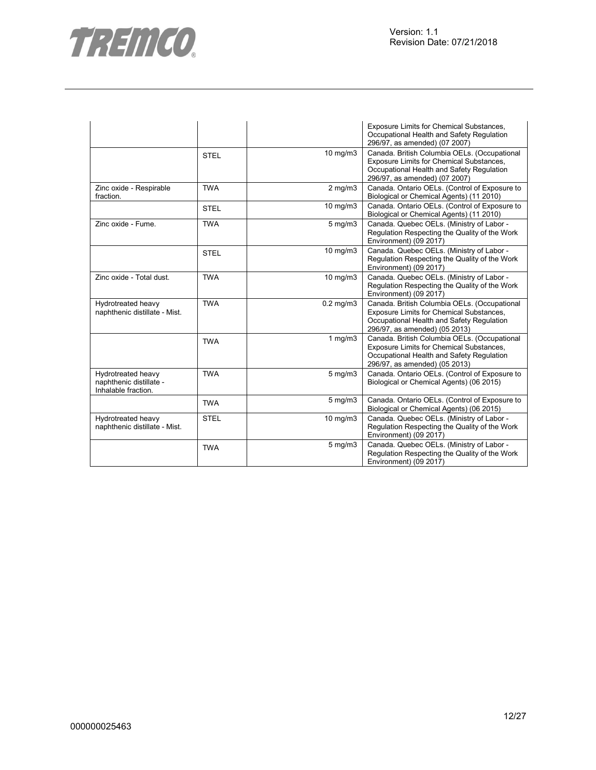| | | | |
|---|---|---|---|
| | | | Exposure Limits for Chemical Substances, Occupational Health and Safety Regulation 296/97, as amended) (07 2007) |
| | STEL | 10 mg/m3 | Canada. British Columbia OELs. (Occupational Exposure Limits for Chemical Substances, Occupational Health and Safety Regulation 296/97, as amended) (07 2007) |
| Zinc oxide - Respirable fraction. | TWA | 2 mg/m3 | Canada. Ontario OELs. (Control of Exposure to Biological or Chemical Agents) (11 2010) |
| | STEL | 10 mg/m3 | Canada. Ontario OELs. (Control of Exposure to Biological or Chemical Agents) (11 2010) |
| Zinc oxide - Fume. | TWA | 5 mg/m3 | Canada. Quebec OELs. (Ministry of Labor - Regulation Respecting the Quality of the Work Environment) (09 2017) |
| | STEL | 10 mg/m3 | Canada. Quebec OELs. (Ministry of Labor - Regulation Respecting the Quality of the Work Environment) (09 2017) |
| Zinc oxide - Total dust. | TWA | 10 mg/m3 | Canada. Quebec OELs. (Ministry of Labor - Regulation Respecting the Quality of the Work Environment) (09 2017) |
| Hydrotreated heavy naphthenic distillate - Mist. | TWA | 0.2 mg/m3 | Canada. British Columbia OELs. (Occupational Exposure Limits for Chemical Substances, Occupational Health and Safety Regulation 296/97, as amended) (05 2013) |
| | TWA | 1 mg/m3 | Canada. British Columbia OELs. (Occupational Exposure Limits for Chemical Substances, Occupational Health and Safety Regulation 296/97, as amended) (05 2013) |
| Hydrotreated heavy naphthenic distillate - Inhalable fraction. | TWA | 5 mg/m3 | Canada. Ontario OELs. (Control of Exposure to Biological or Chemical Agents) (06 2015) |
| | TWA | 5 mg/m3 | Canada. Ontario OELs. (Control of Exposure to Biological or Chemical Agents) (06 2015) |
| Hydrotreated heavy naphthenic distillate - Mist. | STEL | 10 mg/m3 | Canada. Quebec OELs. (Ministry of Labor - Regulation Respecting the Quality of the Work Environment) (09 2017) |
| | TWA | 5 mg/m3 | Canada. Quebec OELs. (Ministry of Labor - Regulation Respecting the Quality of the Work Environment) (09 2017) |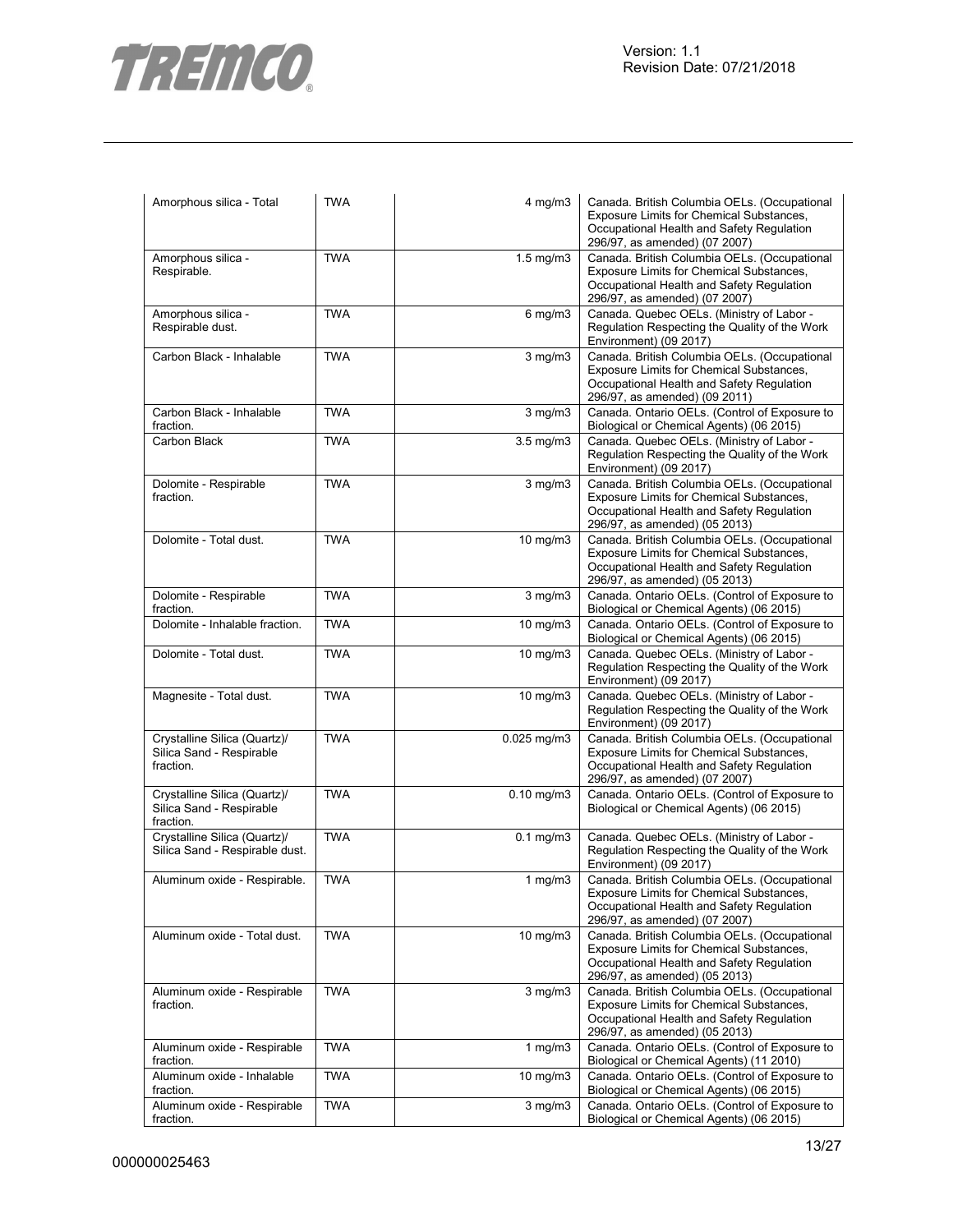| | | | |
|---|---|---|---|
| Amorphous silica - Total | TWA | 4 mg/m3 | Canada. British Columbia OELs. (Occupational Exposure Limits for Chemical Substances, Occupational Health and Safety Regulation 296/97, as amended) (07 2007) |
| Amorphous silica - Respirable. | TWA | 1.5 mg/m3 | Canada. British Columbia OELs. (Occupational Exposure Limits for Chemical Substances, Occupational Health and Safety Regulation 296/97, as amended) (07 2007) |
| Amorphous silica - Respirable dust. | TWA | 6 mg/m3 | Canada. Quebec OELs. (Ministry of Labor - Regulation Respecting the Quality of the Work Environment) (09 2017) |
| Carbon Black - Inhalable | TWA | 3 mg/m3 | Canada. British Columbia OELs. (Occupational Exposure Limits for Chemical Substances, Occupational Health and Safety Regulation 296/97, as amended) (09 2011) |
| Carbon Black - Inhalable fraction. | TWA | 3 mg/m3 | Canada. Ontario OELs. (Control of Exposure to Biological or Chemical Agents) (06 2015) |
| Carbon Black | TWA | 3.5 mg/m3 | Canada. Quebec OELs. (Ministry of Labor - Regulation Respecting the Quality of the Work Environment) (09 2017) |
| Dolomite - Respirable fraction. | TWA | 3 mg/m3 | Canada. British Columbia OELs. (Occupational Exposure Limits for Chemical Substances, Occupational Health and Safety Regulation 296/97, as amended) (05 2013) |
| Dolomite - Total dust. | TWA | 10 mg/m3 | Canada. British Columbia OELs. (Occupational Exposure Limits for Chemical Substances, Occupational Health and Safety Regulation 296/97, as amended) (05 2013) |
| Dolomite - Respirable fraction. | TWA | 3 mg/m3 | Canada. Ontario OELs. (Control of Exposure to Biological or Chemical Agents) (06 2015) |
| Dolomite - Inhalable fraction. | TWA | 10 mg/m3 | Canada. Ontario OELs. (Control of Exposure to Biological or Chemical Agents) (06 2015) |
| Dolomite - Total dust. | TWA | 10 mg/m3 | Canada. Quebec OELs. (Ministry of Labor - Regulation Respecting the Quality of the Work Environment) (09 2017) |
| Magnesite - Total dust. | TWA | 10 mg/m3 | Canada. Quebec OELs. (Ministry of Labor - Regulation Respecting the Quality of the Work Environment) (09 2017) |
| Crystalline Silica (Quartz)/ Silica Sand - Respirable fraction. | TWA | 0.025 mg/m3 | Canada. British Columbia OELs. (Occupational Exposure Limits for Chemical Substances, Occupational Health and Safety Regulation 296/97, as amended) (07 2007) |
| Crystalline Silica (Quartz)/ Silica Sand - Respirable fraction. | TWA | 0.10 mg/m3 | Canada. Ontario OELs. (Control of Exposure to Biological or Chemical Agents) (06 2015) |
| Crystalline Silica (Quartz)/ Silica Sand - Respirable dust. | TWA | 0.1 mg/m3 | Canada. Quebec OELs. (Ministry of Labor - Regulation Respecting the Quality of the Work Environment) (09 2017) |
| Aluminum oxide - Respirable. | TWA | 1 mg/m3 | Canada. British Columbia OELs. (Occupational Exposure Limits for Chemical Substances, Occupational Health and Safety Regulation 296/97, as amended) (07 2007) |
| Aluminum oxide - Total dust. | TWA | 10 mg/m3 | Canada. British Columbia OELs. (Occupational Exposure Limits for Chemical Substances, Occupational Health and Safety Regulation 296/97, as amended) (05 2013) |
| Aluminum oxide - Respirable fraction. | TWA | 3 mg/m3 | Canada. British Columbia OELs. (Occupational Exposure Limits for Chemical Substances, Occupational Health and Safety Regulation 296/97, as amended) (05 2013) |
| Aluminum oxide - Respirable fraction. | TWA | 1 mg/m3 | Canada. Ontario OELs. (Control of Exposure to Biological or Chemical Agents) (11 2010) |
| Aluminum oxide - Inhalable fraction. | TWA | 10 mg/m3 | Canada. Ontario OELs. (Control of Exposure to Biological or Chemical Agents) (06 2015) |
| Aluminum oxide - Respirable fraction. | TWA | 3 mg/m3 | Canada. Ontario OELs. (Control of Exposure to Biological or Chemical Agents) (06 2015) |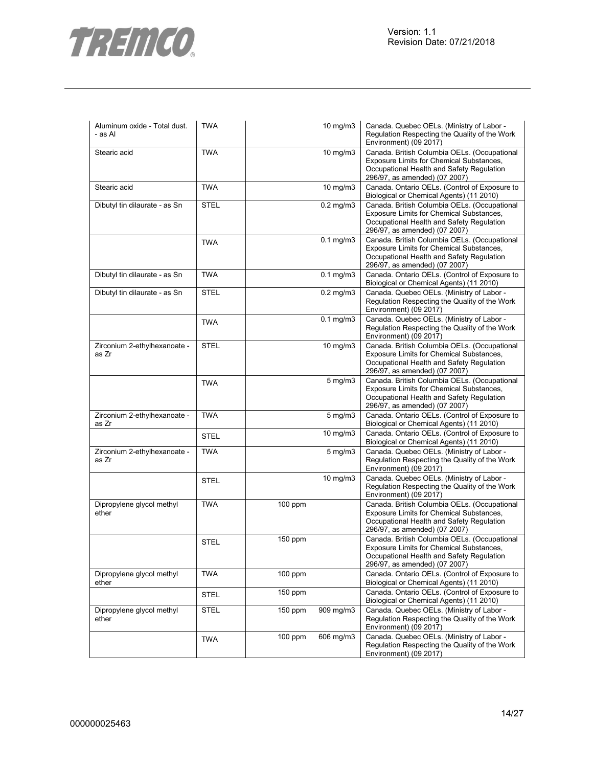| | | | | |
|---|---|---|---|---|
| Aluminum oxide - Total dust. - as Al | TWA | | 10 mg/m3 | Canada. Quebec OELs. (Ministry of Labor - Regulation Respecting the Quality of the Work Environment) (09 2017) |
| Stearic acid | TWA | | 10 mg/m3 | Canada. British Columbia OELs. (Occupational Exposure Limits for Chemical Substances, Occupational Health and Safety Regulation 296/97, as amended) (07 2007) |
| Stearic acid | TWA | | 10 mg/m3 | Canada. Ontario OELs. (Control of Exposure to Biological or Chemical Agents) (11 2010) |
| Dibutyl tin dilaurate - as Sn | STEL | | 0.2 mg/m3 | Canada. British Columbia OELs. (Occupational Exposure Limits for Chemical Substances, Occupational Health and Safety Regulation 296/97, as amended) (07 2007) |
| | TWA | | 0.1 mg/m3 | Canada. British Columbia OELs. (Occupational Exposure Limits for Chemical Substances, Occupational Health and Safety Regulation 296/97, as amended) (07 2007) |
| Dibutyl tin dilaurate - as Sn | TWA | | 0.1 mg/m3 | Canada. Ontario OELs. (Control of Exposure to Biological or Chemical Agents) (11 2010) |
| Dibutyl tin dilaurate - as Sn | STEL | | 0.2 mg/m3 | Canada. Quebec OELs. (Ministry of Labor - Regulation Respecting the Quality of the Work Environment) (09 2017) |
| | TWA | | 0.1 mg/m3 | Canada. Quebec OELs. (Ministry of Labor - Regulation Respecting the Quality of the Work Environment) (09 2017) |
| Zirconium 2-ethylhexanoate - as Zr | STEL | | 10 mg/m3 | Canada. British Columbia OELs. (Occupational Exposure Limits for Chemical Substances, Occupational Health and Safety Regulation 296/97, as amended) (07 2007) |
| | TWA | | 5 mg/m3 | Canada. British Columbia OELs. (Occupational Exposure Limits for Chemical Substances, Occupational Health and Safety Regulation 296/97, as amended) (07 2007) |
| Zirconium 2-ethylhexanoate - as Zr | TWA | | 5 mg/m3 | Canada. Ontario OELs. (Control of Exposure to Biological or Chemical Agents) (11 2010) |
| | STEL | | 10 mg/m3 | Canada. Ontario OELs. (Control of Exposure to Biological or Chemical Agents) (11 2010) |
| Zirconium 2-ethylhexanoate - as Zr | TWA | | 5 mg/m3 | Canada. Quebec OELs. (Ministry of Labor - Regulation Respecting the Quality of the Work Environment) (09 2017) |
| | STEL | | 10 mg/m3 | Canada. Quebec OELs. (Ministry of Labor - Regulation Respecting the Quality of the Work Environment) (09 2017) |
| Dipropylene glycol methyl ether | TWA | 100 ppm | | Canada. British Columbia OELs. (Occupational Exposure Limits for Chemical Substances, Occupational Health and Safety Regulation 296/97, as amended) (07 2007) |
| | STEL | 150 ppm | | Canada. British Columbia OELs. (Occupational Exposure Limits for Chemical Substances, Occupational Health and Safety Regulation 296/97, as amended) (07 2007) |
| Dipropylene glycol methyl ether | TWA | 100 ppm | | Canada. Ontario OELs. (Control of Exposure to Biological or Chemical Agents) (11 2010) |
| | STEL | 150 ppm | | Canada. Ontario OELs. (Control of Exposure to Biological or Chemical Agents) (11 2010) |
| Dipropylene glycol methyl ether | STEL | 150 ppm | 909 mg/m3 | Canada. Quebec OELs. (Ministry of Labor - Regulation Respecting the Quality of the Work Environment) (09 2017) |
| | TWA | 100 ppm | 606 mg/m3 | Canada. Quebec OELs. (Ministry of Labor - Regulation Respecting the Quality of the Work Environment) (09 2017) |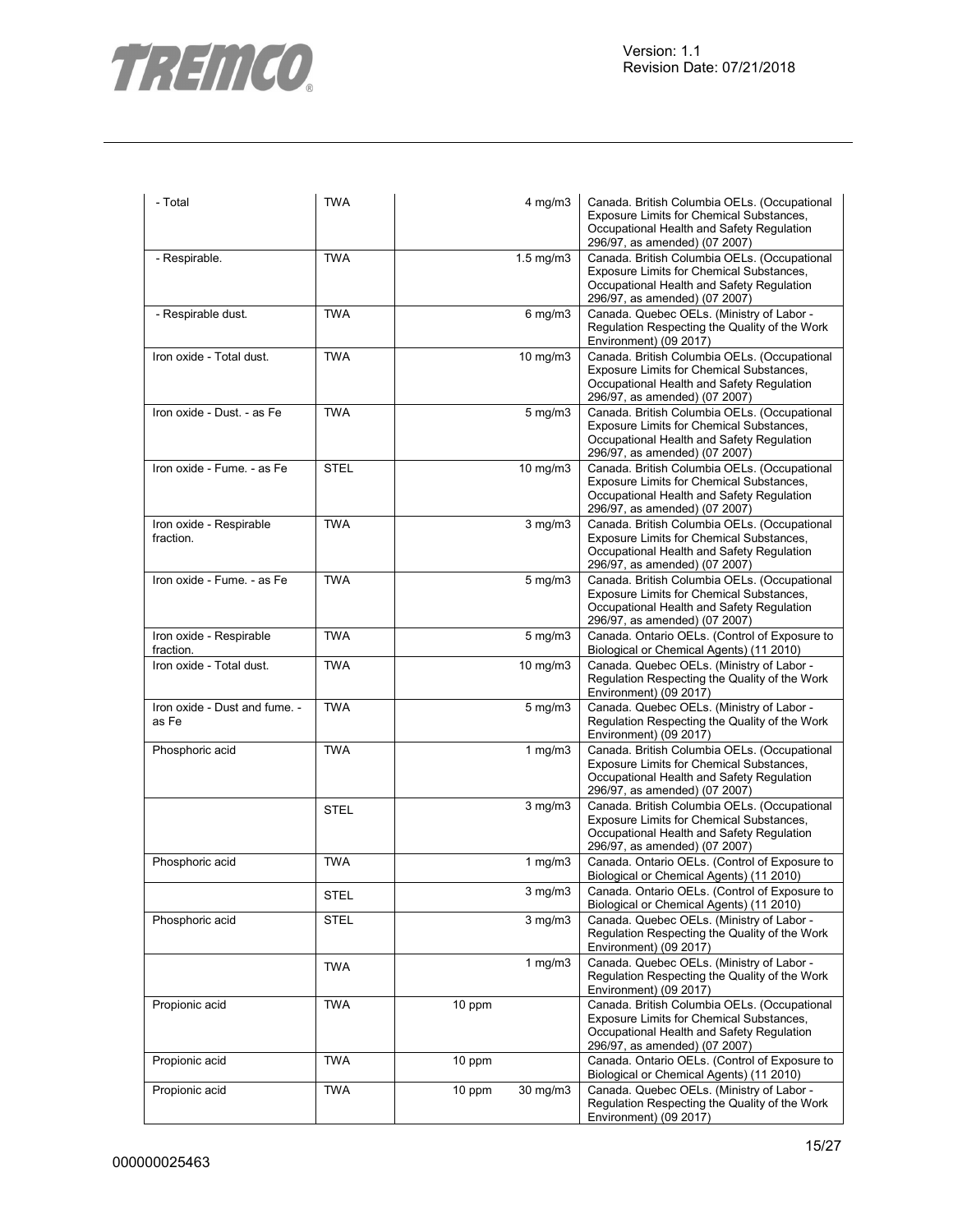| | | | | |
|---|---|---|---|---|
| - Total | TWA | | 4 mg/m3 | Canada. British Columbia OELs. (Occupational Exposure Limits for Chemical Substances, Occupational Health and Safety Regulation 296/97, as amended) (07 2007) |
| - Respirable. | TWA | | 1.5 mg/m3 | Canada. British Columbia OELs. (Occupational Exposure Limits for Chemical Substances, Occupational Health and Safety Regulation 296/97, as amended) (07 2007) |
| - Respirable dust. | TWA | | 6 mg/m3 | Canada. Quebec OELs. (Ministry of Labor - Regulation Respecting the Quality of the Work Environment) (09 2017) |
| Iron oxide - Total dust. | TWA | | 10 mg/m3 | Canada. British Columbia OELs. (Occupational Exposure Limits for Chemical Substances, Occupational Health and Safety Regulation 296/97, as amended) (07 2007) |
| Iron oxide - Dust. - as Fe | TWA | | 5 mg/m3 | Canada. British Columbia OELs. (Occupational Exposure Limits for Chemical Substances, Occupational Health and Safety Regulation 296/97, as amended) (07 2007) |
| Iron oxide - Fume. - as Fe | STEL | | 10 mg/m3 | Canada. British Columbia OELs. (Occupational Exposure Limits for Chemical Substances, Occupational Health and Safety Regulation 296/97, as amended) (07 2007) |
| Iron oxide - Respirable fraction. | TWA | | 3 mg/m3 | Canada. British Columbia OELs. (Occupational Exposure Limits for Chemical Substances, Occupational Health and Safety Regulation 296/97, as amended) (07 2007) |
| Iron oxide - Fume. - as Fe | TWA | | 5 mg/m3 | Canada. British Columbia OELs. (Occupational Exposure Limits for Chemical Substances, Occupational Health and Safety Regulation 296/97, as amended) (07 2007) |
| Iron oxide - Respirable fraction. | TWA | | 5 mg/m3 | Canada. Ontario OELs. (Control of Exposure to Biological or Chemical Agents) (11 2010) |
| Iron oxide - Total dust. | TWA | | 10 mg/m3 | Canada. Quebec OELs. (Ministry of Labor - Regulation Respecting the Quality of the Work Environment) (09 2017) |
| Iron oxide - Dust and fume. - as Fe | TWA | | 5 mg/m3 | Canada. Quebec OELs. (Ministry of Labor - Regulation Respecting the Quality of the Work Environment) (09 2017) |
| Phosphoric acid | TWA | | 1 mg/m3 | Canada. British Columbia OELs. (Occupational Exposure Limits for Chemical Substances, Occupational Health and Safety Regulation 296/97, as amended) (07 2007) |
| | STEL | | 3 mg/m3 | Canada. British Columbia OELs. (Occupational Exposure Limits for Chemical Substances, Occupational Health and Safety Regulation 296/97, as amended) (07 2007) |
| Phosphoric acid | TWA | | 1 mg/m3 | Canada. Ontario OELs. (Control of Exposure to Biological or Chemical Agents) (11 2010) |
| | STEL | | 3 mg/m3 | Canada. Ontario OELs. (Control of Exposure to Biological or Chemical Agents) (11 2010) |
| Phosphoric acid | STEL | | 3 mg/m3 | Canada. Quebec OELs. (Ministry of Labor - Regulation Respecting the Quality of the Work Environment) (09 2017) |
| | TWA | | 1 mg/m3 | Canada. Quebec OELs. (Ministry of Labor - Regulation Respecting the Quality of the Work Environment) (09 2017) |
| Propionic acid | TWA | 10 ppm | | Canada. British Columbia OELs. (Occupational Exposure Limits for Chemical Substances, Occupational Health and Safety Regulation 296/97, as amended) (07 2007) |
| Propionic acid | TWA | 10 ppm | | Canada. Ontario OELs. (Control of Exposure to Biological or Chemical Agents) (11 2010) |
| Propionic acid | TWA | 10 ppm | 30 mg/m3 | Canada. Quebec OELs. (Ministry of Labor - Regulation Respecting the Quality of the Work Environment) (09 2017) |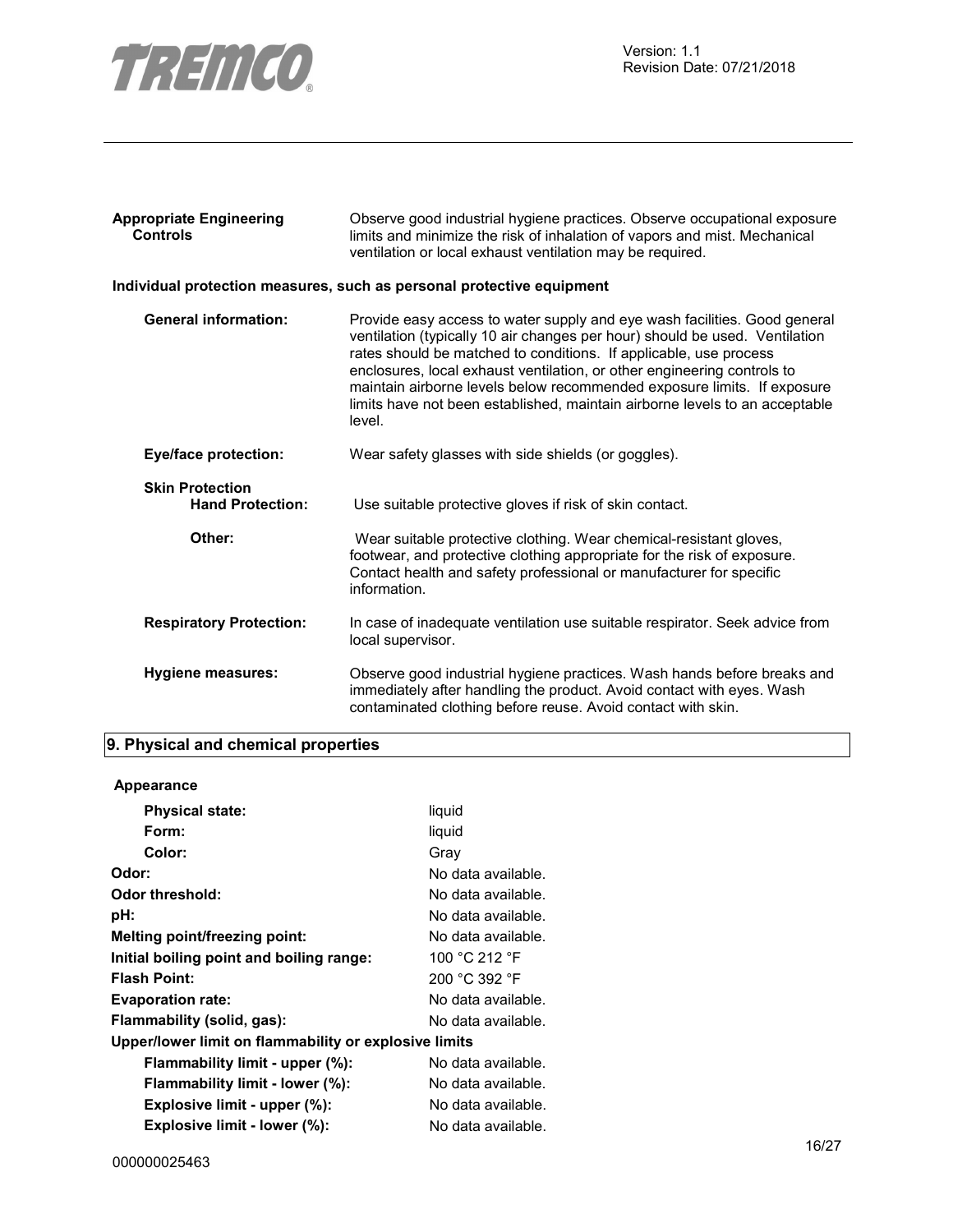**Appropriate Engineering Controls**

Observe good industrial hygiene practices. Observe occupational exposure limits and minimize the risk of inhalation of vapors and mist. Mechanical ventilation or local exhaust ventilation may be required.

**Individual protection measures, such as personal protective equipment**

| | |
|---|---|
| **General information:** | Provide easy access to water supply and eye wash facilities. Good general ventilation (typically 10 air changes per hour) should be used. Ventilation rates should be matched to conditions. If applicable, use process enclosures, local exhaust ventilation, or other engineering controls to maintain airborne levels below recommended exposure limits. If exposure limits have not been established, maintain airborne levels to an acceptable level. |
| **Eye/face protection:** | Wear safety glasses with side shields (or goggles). |
| **Skin Protection** **Hand Protection:** | Use suitable protective gloves if risk of skin contact. |
| **Other:** | Wear suitable protective clothing. Wear chemical-resistant gloves, footwear, and protective clothing appropriate for the risk of exposure. Contact health and safety professional or manufacturer for specific information. |
| **Respiratory Protection:** | In case of inadequate ventilation use suitable respirator. Seek advice from local supervisor. |
| **Hygiene measures:** | Observe good industrial hygiene practices. Wash hands before breaks and immediately after handling the product. Avoid contact with eyes. Wash contaminated clothing before reuse. Avoid contact with skin. |

## 9. Physical and chemical properties

**Appearance**

| | |
|---|---|
| **Physical state:** | liquid |
| **Form:** | liquid |
| **Color:** | Gray |
| **Odor:** | No data available. |
| **Odor threshold:** | No data available. |
| **pH:** | No data available. |
| **Melting point/freezing point:** | No data available. |
| **Initial boiling point and boiling range:** | 100 °C 212 °F |
| **Flash Point:** | 200 °C 392 °F |
| **Evaporation rate:** | No data available. |
| **Flammability (solid, gas):** | No data available. |
| **Upper/lower limit on flammability or explosive limits** | |
| **Flammability limit - upper (%):** | No data available. |
| **Flammability limit - lower (%):** | No data available. |
| **Explosive limit - upper (%):** | No data available. |
| **Explosive limit - lower (%):** | No data available. |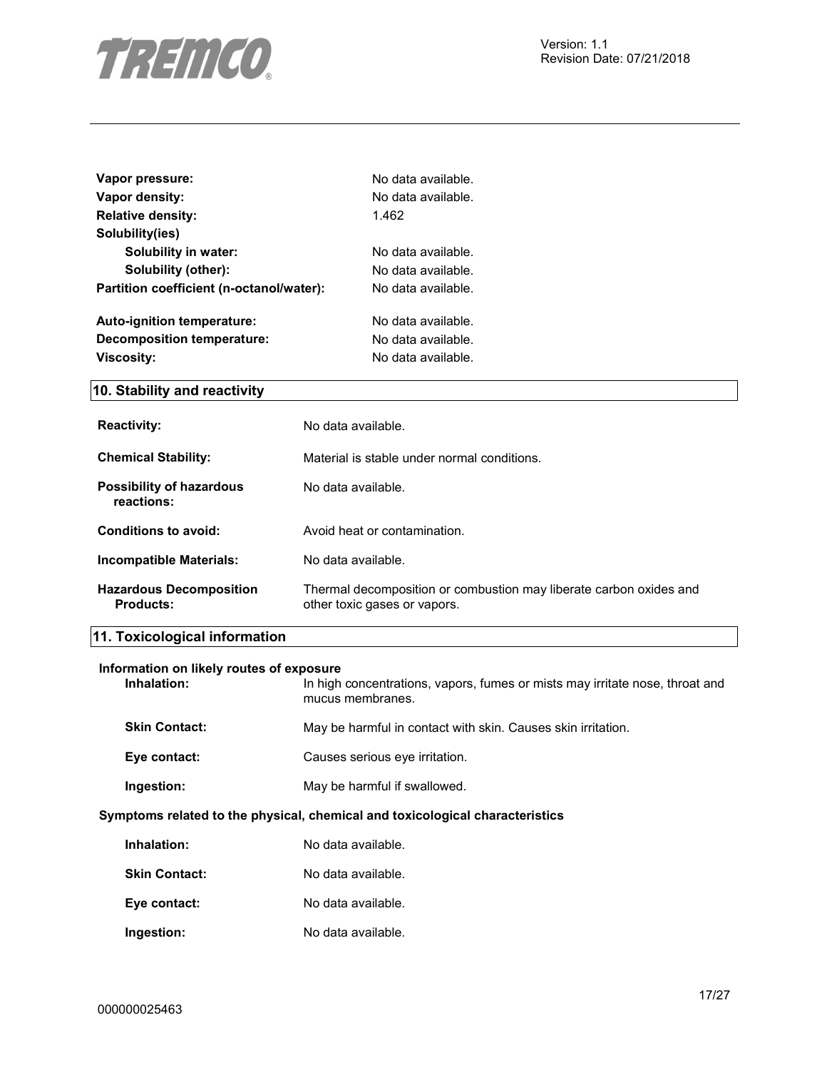| | |
|---|---|
| **Vapor pressure:** | No data available. |
| **Vapor density:** | No data available. |
| **Relative density:** | 1.462 |
| **Solubility(ies)** | |
| **Solubility in water:** | No data available. |
| **Solubility (other):** | No data available. |
| **Partition coefficient (n-octanol/water):** | No data available. |
| **Auto-ignition temperature:** | No data available. |
| **Decomposition temperature:** | No data available. |
| **Viscosity:** | No data available. |

## 10. Stability and reactivity

| | |
|---|---|
| **Reactivity:** | No data available. |
| **Chemical Stability:** | Material is stable under normal conditions. |
| **Possibility of hazardous reactions:** | No data available. |
| **Conditions to avoid:** | Avoid heat or contamination. |
| **Incompatible Materials:** | No data available. |
| **Hazardous Decomposition Products:** | Thermal decomposition or combustion may liberate carbon oxides and other toxic gases or vapors. |

## 11. Toxicological information

**Information on likely routes of exposure**

| | |
|---|---|
| **Inhalation:** | In high concentrations, vapors, fumes or mists may irritate nose, throat and mucus membranes. |
| **Skin Contact:** | May be harmful in contact with skin. Causes skin irritation. |
| **Eye contact:** | Causes serious eye irritation. |
| **Ingestion:** | May be harmful if swallowed. |

**Symptoms related to the physical, chemical and toxicological characteristics**

| | |
|---|---|
| **Inhalation:** | No data available. |
| **Skin Contact:** | No data available. |
| **Eye contact:** | No data available. |
| **Ingestion:** | No data available. |

000000025463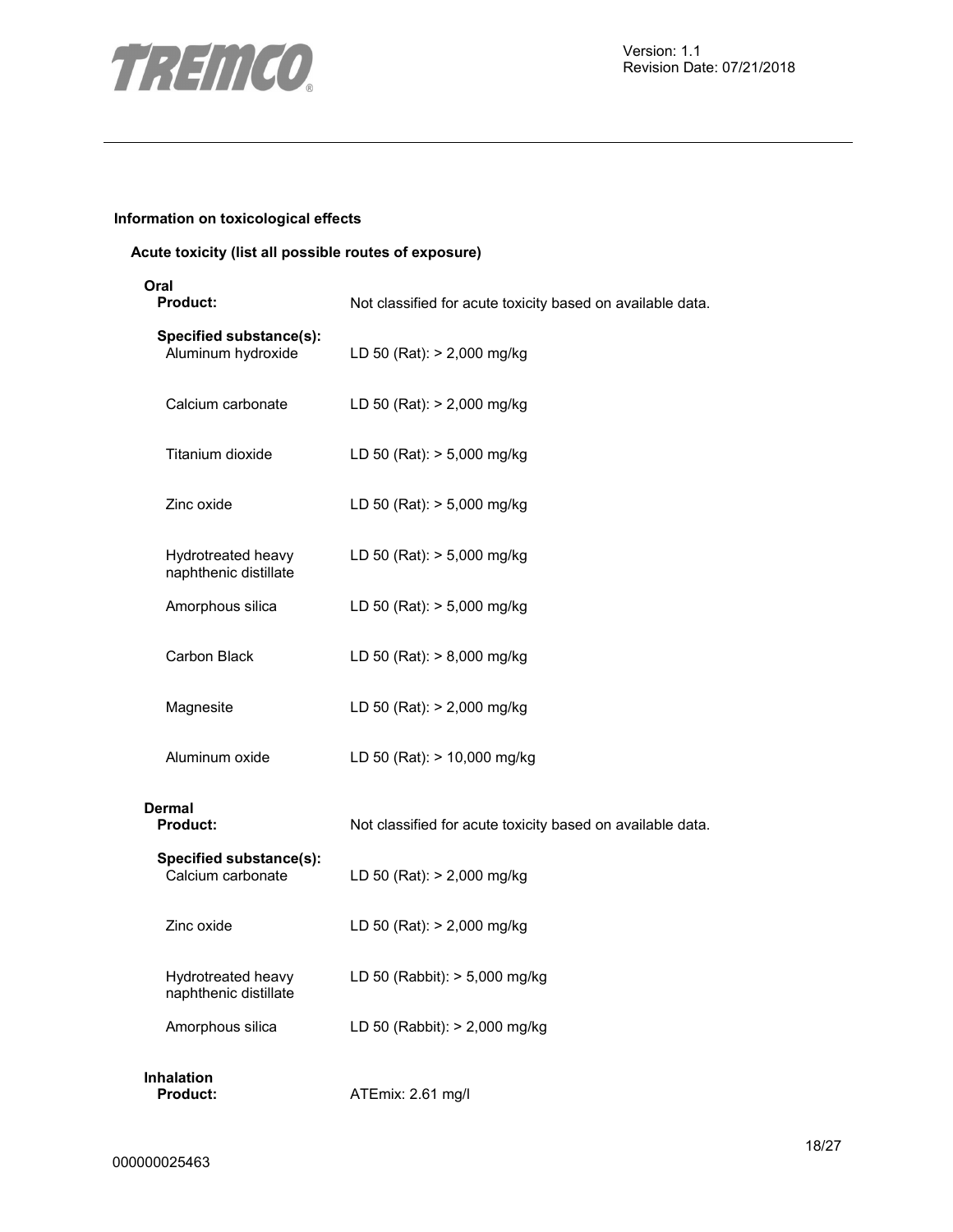### Information on toxicological effects

#### Acute toxicity (list all possible routes of exposure)

**Oral**

**Product:** Not classified for acute toxicity based on available data.

**Specified substance(s):**

| Substance | Value |
| --- | --- |
| Aluminum hydroxide | LD 50 (Rat): > 2,000 mg/kg |
| Calcium carbonate | LD 50 (Rat): > 2,000 mg/kg |
| Titanium dioxide | LD 50 (Rat): > 5,000 mg/kg |
| Zinc oxide | LD 50 (Rat): > 5,000 mg/kg |
| Hydrotreated heavy naphthenic distillate | LD 50 (Rat): > 5,000 mg/kg |
| Amorphous silica | LD 50 (Rat): > 5,000 mg/kg |
| Carbon Black | LD 50 (Rat): > 8,000 mg/kg |
| Magnesite | LD 50 (Rat): > 2,000 mg/kg |
| Aluminum oxide | LD 50 (Rat): > 10,000 mg/kg |

**Dermal**

**Product:** Not classified for acute toxicity based on available data.

**Specified substance(s):**

| Substance | Value |
| --- | --- |
| Calcium carbonate | LD 50 (Rat): > 2,000 mg/kg |
| Zinc oxide | LD 50 (Rat): > 2,000 mg/kg |
| Hydrotreated heavy naphthenic distillate | LD 50 (Rabbit): > 5,000 mg/kg |
| Amorphous silica | LD 50 (Rabbit): > 2,000 mg/kg |

**Inhalation**

**Product:** ATEmix: 2.61 mg/l

000000025463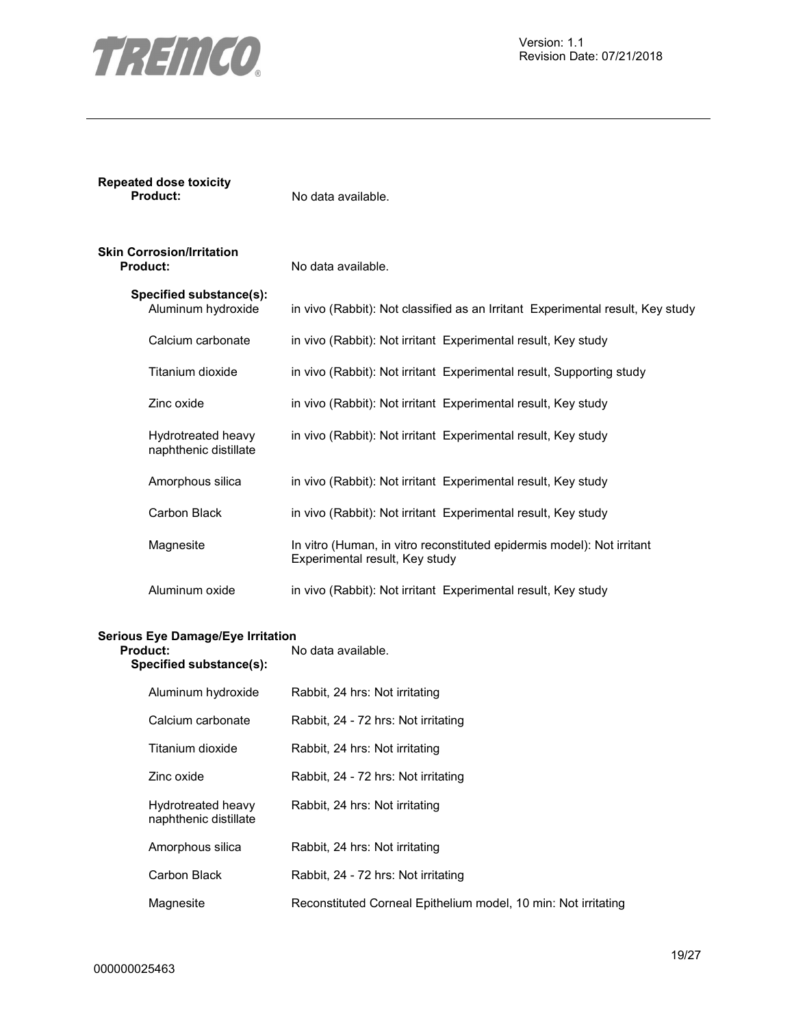**Repeated dose toxicity**

**Product:** No data available.

**Skin Corrosion/Irritation**

**Product:** No data available.

**Specified substance(s):**

| Substance | Result |
|---|---|
| Aluminum hydroxide | in vivo (Rabbit): Not classified as an Irritant Experimental result, Key study |
| Calcium carbonate | in vivo (Rabbit): Not irritant Experimental result, Key study |
| Titanium dioxide | in vivo (Rabbit): Not irritant Experimental result, Supporting study |
| Zinc oxide | in vivo (Rabbit): Not irritant Experimental result, Key study |
| Hydrotreated heavy naphthenic distillate | in vivo (Rabbit): Not irritant Experimental result, Key study |
| Amorphous silica | in vivo (Rabbit): Not irritant Experimental result, Key study |
| Carbon Black | in vivo (Rabbit): Not irritant Experimental result, Key study |
| Magnesite | In vitro (Human, in vitro reconstituted epidermis model): Not irritant Experimental result, Key study |
| Aluminum oxide | in vivo (Rabbit): Not irritant Experimental result, Key study |

**Serious Eye Damage/Eye Irritation**

**Product:** No data available.

**Specified substance(s):**

| Substance | Result |
|---|---|
| Aluminum hydroxide | Rabbit, 24 hrs: Not irritating |
| Calcium carbonate | Rabbit, 24 - 72 hrs: Not irritating |
| Titanium dioxide | Rabbit, 24 hrs: Not irritating |
| Zinc oxide | Rabbit, 24 - 72 hrs: Not irritating |
| Hydrotreated heavy naphthenic distillate | Rabbit, 24 hrs: Not irritating |
| Amorphous silica | Rabbit, 24 hrs: Not irritating |
| Carbon Black | Rabbit, 24 - 72 hrs: Not irritating |
| Magnesite | Reconstituted Corneal Epithelium model, 10 min: Not irritating |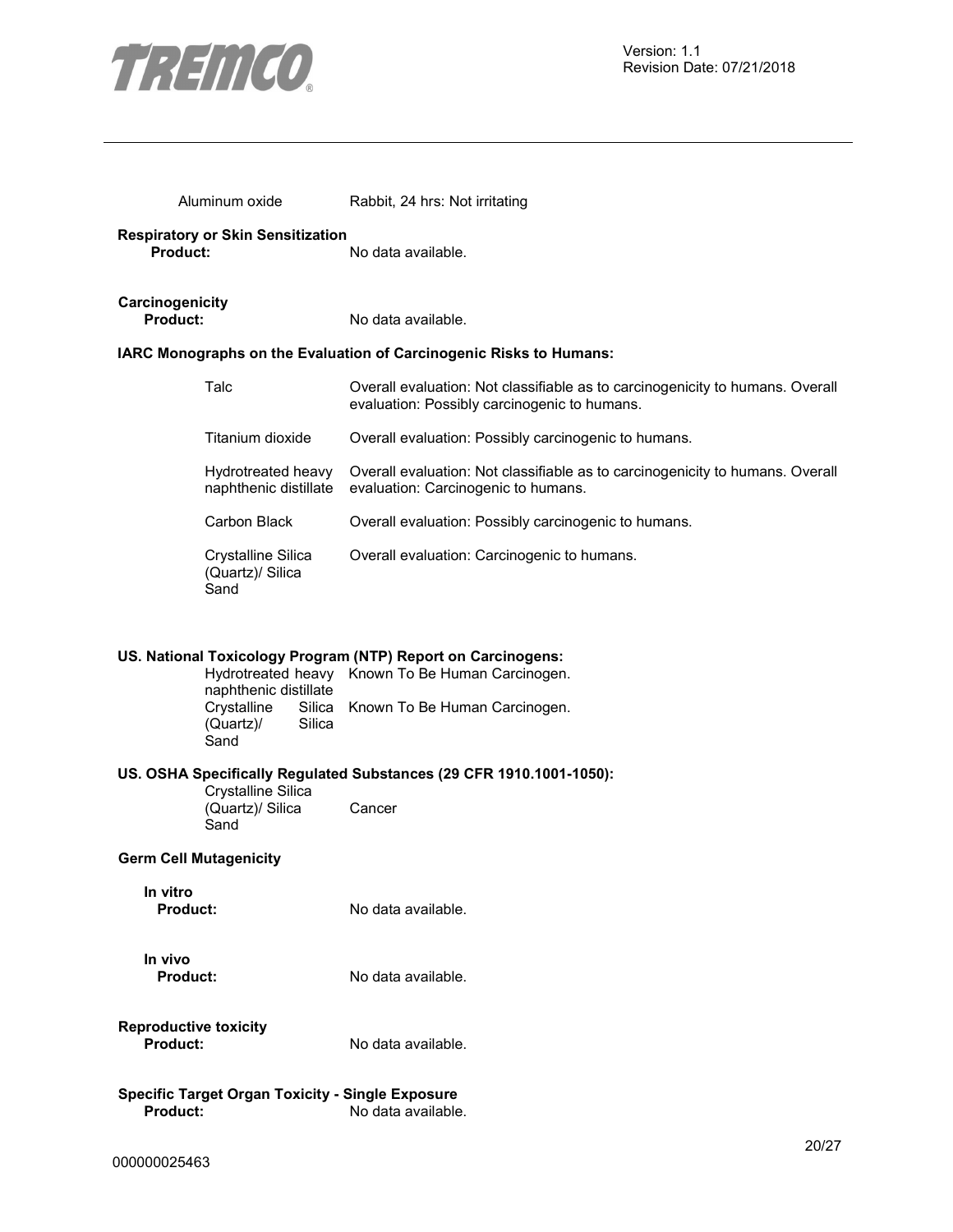| | |
|---|---|
| Aluminum oxide | Rabbit, 24 hrs: Not irritating |

**Respiratory or Skin Sensitization**

**Product:** No data available.

**Carcinogenicity**

**Product:** No data available.

**IARC Monographs on the Evaluation of Carcinogenic Risks to Humans:**

| | |
|---|---|
| Talc | Overall evaluation: Not classifiable as to carcinogenicity to humans. Overall evaluation: Possibly carcinogenic to humans. |
| Titanium dioxide | Overall evaluation: Possibly carcinogenic to humans. |
| Hydrotreated heavy naphthenic distillate | Overall evaluation: Not classifiable as to carcinogenicity to humans. Overall evaluation: Carcinogenic to humans. |
| Carbon Black | Overall evaluation: Possibly carcinogenic to humans. |
| Crystalline Silica (Quartz)/ Silica Sand | Overall evaluation: Carcinogenic to humans. |

**US. National Toxicology Program (NTP) Report on Carcinogens:**

| | |
|---|---|
| Hydrotreated heavy naphthenic distillate | Known To Be Human Carcinogen. |
| Crystalline Silica (Quartz)/ Silica Sand | Known To Be Human Carcinogen. |

**US. OSHA Specifically Regulated Substances (29 CFR 1910.1001-1050):**

| | |
|---|---|
| Crystalline Silica (Quartz)/ Silica Sand | Cancer |

**Germ Cell Mutagenicity**

**In vitro**

**Product:** No data available.

**In vivo**

**Product:** No data available.

**Reproductive toxicity**

**Product:** No data available.

**Specific Target Organ Toxicity - Single Exposure**

**Product:** No data available.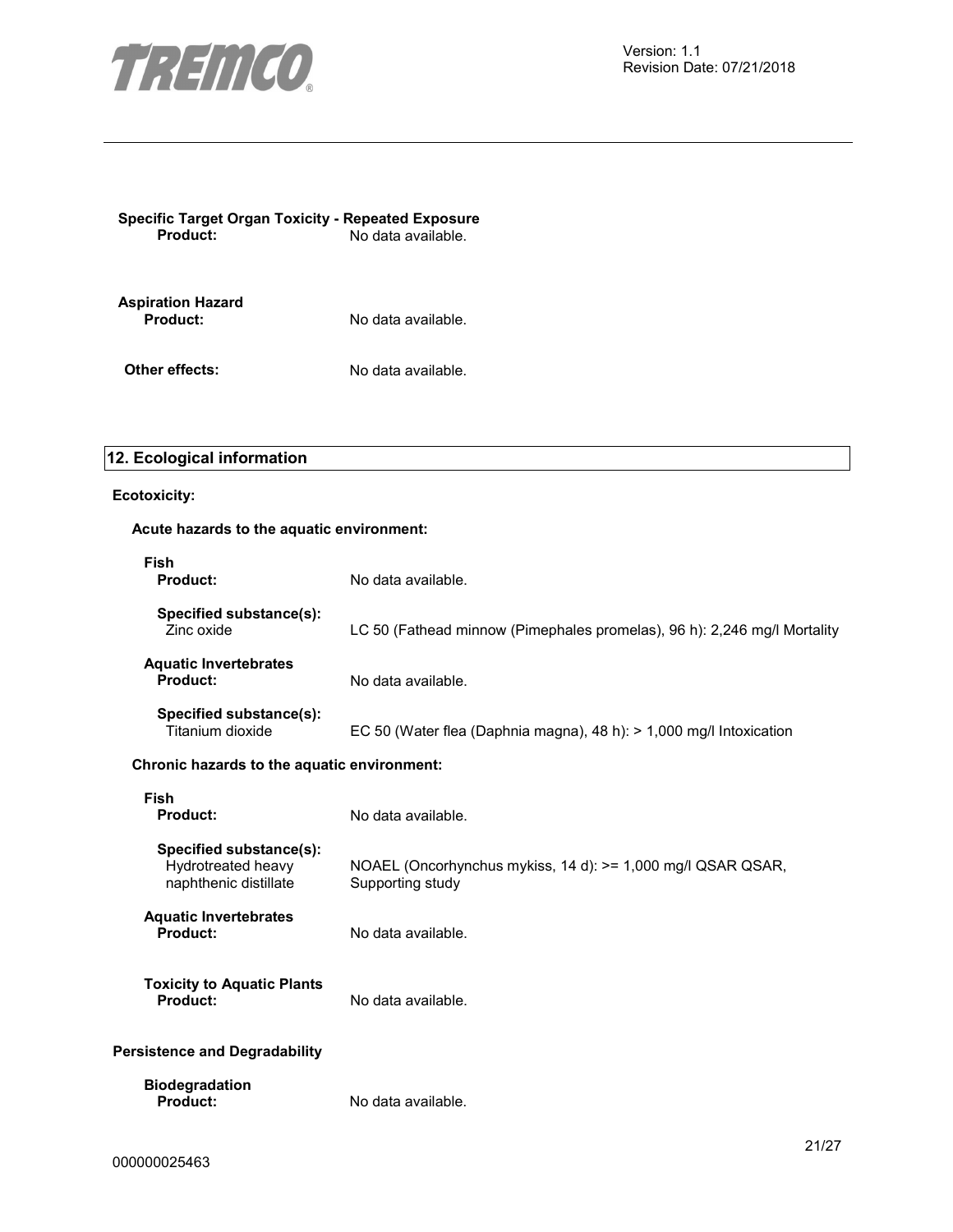**Specific Target Organ Toxicity - Repeated Exposure**

**Product:** No data available.

**Aspiration Hazard**

**Product:** No data available.

**Other effects:** No data available.

## 12. Ecological information

**Ecotoxicity:**

**Acute hazards to the aquatic environment:**

**Fish**

**Product:** No data available.

**Specified substance(s):**

Zinc oxide: LC 50 (Fathead minnow (Pimephales promelas), 96 h): 2,246 mg/l Mortality

**Aquatic Invertebrates**

**Product:** No data available.

**Specified substance(s):**

Titanium dioxide: EC 50 (Water flea (Daphnia magna), 48 h): > 1,000 mg/l Intoxication

**Chronic hazards to the aquatic environment:**

**Fish**

**Product:** No data available.

**Specified substance(s):**

Hydrotreated heavy naphthenic distillate: NOAEL (Oncorhynchus mykiss, 14 d): >= 1,000 mg/l QSAR QSAR, Supporting study

**Aquatic Invertebrates**

**Product:** No data available.

**Toxicity to Aquatic Plants**

**Product:** No data available.

**Persistence and Degradability**

**Biodegradation**

**Product:** No data available.

000000025463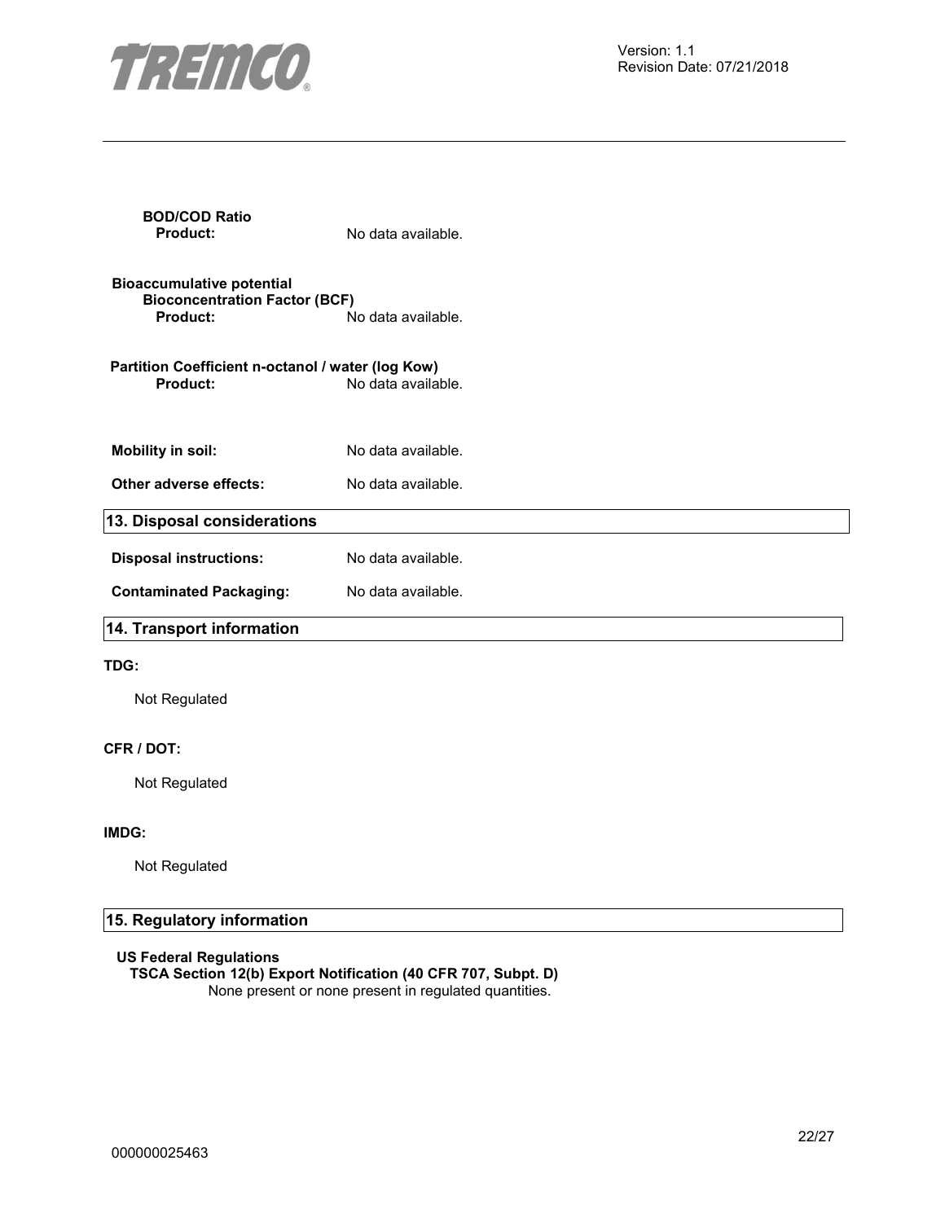**BOD/COD Ratio**

**Product:** No data available.

**Bioaccumulative potential**

**Bioconcentration Factor (BCF)**

**Product:** No data available.

**Partition Coefficient n-octanol / water (log Kow)**

**Product:** No data available.

**Mobility in soil:** No data available.

**Other adverse effects:** No data available.

## 13. Disposal considerations

**Disposal instructions:** No data available.

**Contaminated Packaging:** No data available.

## 14. Transport information

**TDG:**

Not Regulated

**CFR / DOT:**

Not Regulated

**IMDG:**

Not Regulated

## 15. Regulatory information

**US Federal Regulations**

**TSCA Section 12(b) Export Notification (40 CFR 707, Subpt. D)**

None present or none present in regulated quantities.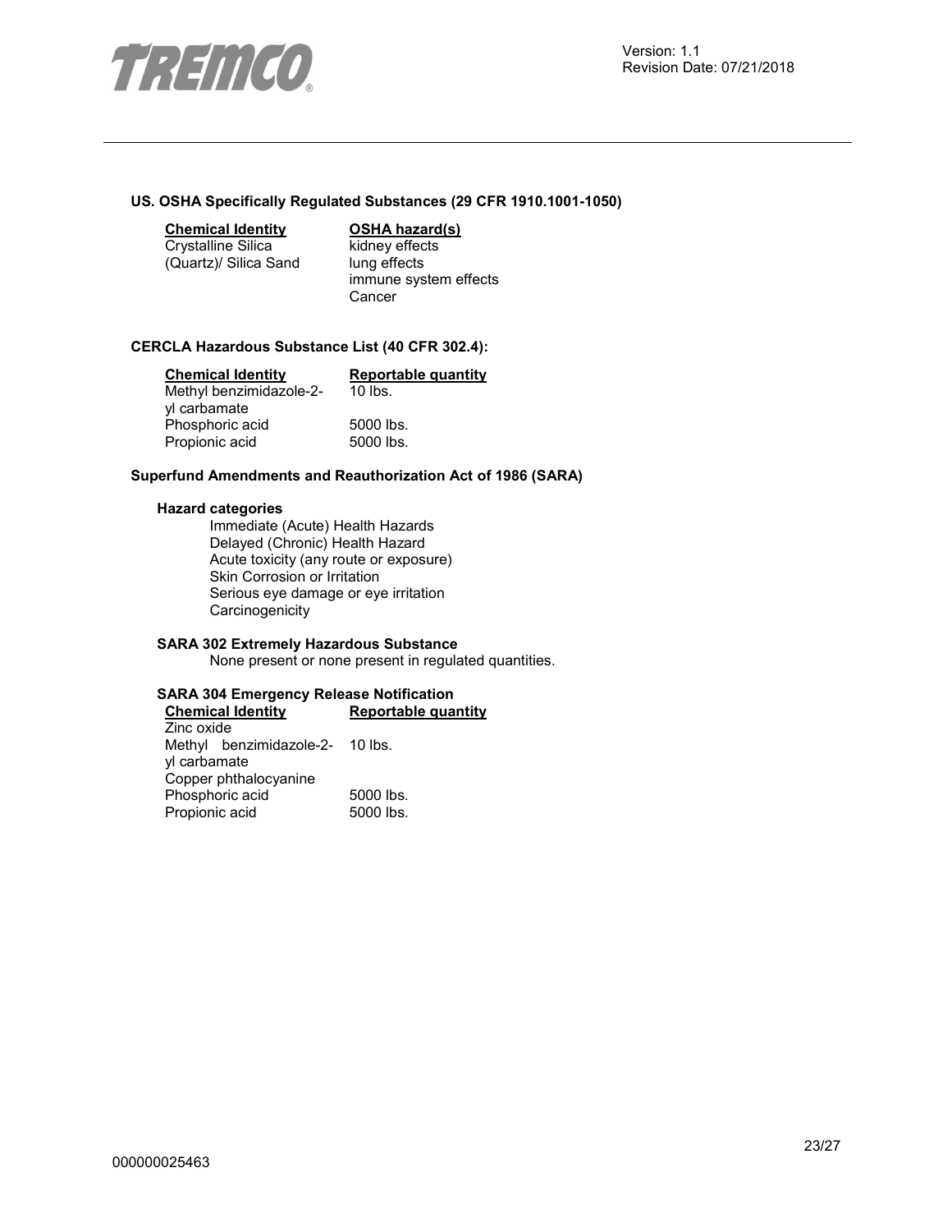**US. OSHA Specifically Regulated Substances (29 CFR 1910.1001-1050)**

| Chemical Identity | OSHA hazard(s) |
|---|---|
| Crystalline Silica (Quartz)/ Silica Sand | kidney effects<br>lung effects<br>immune system effects<br>Cancer |

**CERCLA Hazardous Substance List (40 CFR 302.4):**

| Chemical Identity | Reportable quantity |
|---|---|
| Methyl benzimidazole-2-yl carbamate | 10 lbs. |
| Phosphoric acid | 5000 lbs. |
| Propionic acid | 5000 lbs. |

**Superfund Amendments and Reauthorization Act of 1986 (SARA)**

**Hazard categories**

Immediate (Acute) Health Hazards
Delayed (Chronic) Health Hazard
Acute toxicity (any route or exposure)
Skin Corrosion or Irritation
Serious eye damage or eye irritation
Carcinogenicity

**SARA 302 Extremely Hazardous Substance**

None present or none present in regulated quantities.

**SARA 304 Emergency Release Notification**

| Chemical Identity | Reportable quantity |
|---|---|
| Zinc oxide | |
| Methyl benzimidazole-2-yl carbamate | 10 lbs. |
| Copper phthalocyanine | |
| Phosphoric acid | 5000 lbs. |
| Propionic acid | 5000 lbs. |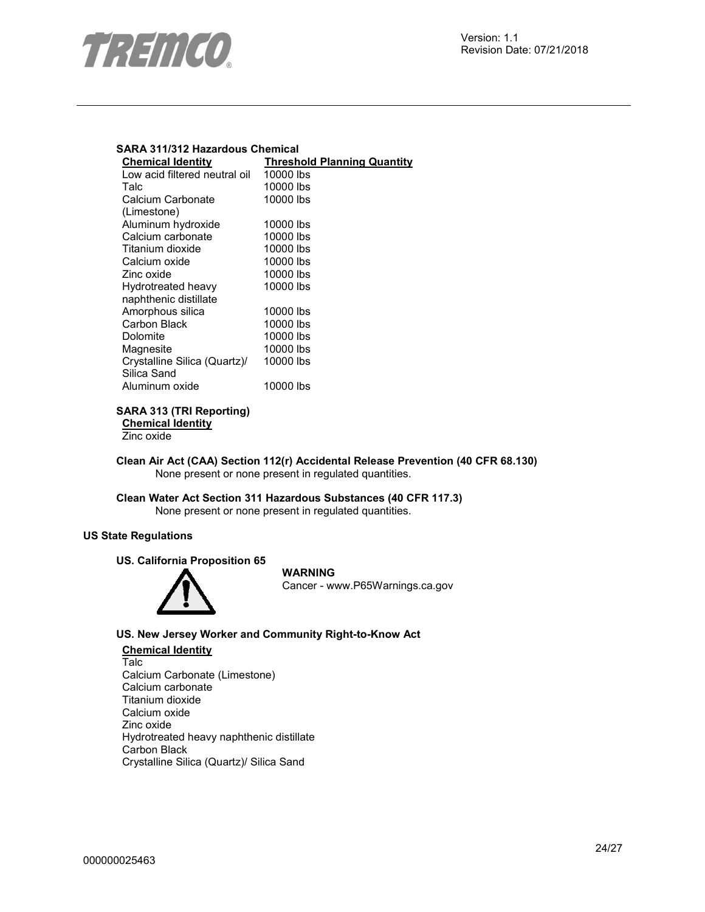**SARA 311/312 Hazardous Chemical**

| Chemical Identity | Threshold Planning Quantity |
| --- | --- |
| Low acid filtered neutral oil | 10000 lbs |
| Talc | 10000 lbs |
| Calcium Carbonate (Limestone) | 10000 lbs |
| Aluminum hydroxide | 10000 lbs |
| Calcium carbonate | 10000 lbs |
| Titanium dioxide | 10000 lbs |
| Calcium oxide | 10000 lbs |
| Zinc oxide | 10000 lbs |
| Hydrotreated heavy naphthenic distillate | 10000 lbs |
| Amorphous silica | 10000 lbs |
| Carbon Black | 10000 lbs |
| Dolomite | 10000 lbs |
| Magnesite | 10000 lbs |
| Crystalline Silica (Quartz)/ Silica Sand | 10000 lbs |
| Aluminum oxide | 10000 lbs |

**SARA 313 (TRI Reporting)**

**Chemical Identity**

Zinc oxide

**Clean Air Act (CAA) Section 112(r) Accidental Release Prevention (40 CFR 68.130)**

None present or none present in regulated quantities.

**Clean Water Act Section 311 Hazardous Substances (40 CFR 117.3)**

None present or none present in regulated quantities.

**US State Regulations**

**US. California Proposition 65**

**WARNING**

Cancer - www.P65Warnings.ca.gov

**US. New Jersey Worker and Community Right-to-Know Act**

**Chemical Identity**

Talc
Calcium Carbonate (Limestone)
Calcium carbonate
Titanium dioxide
Calcium oxide
Zinc oxide
Hydrotreated heavy naphthenic distillate
Carbon Black
Crystalline Silica (Quartz)/ Silica Sand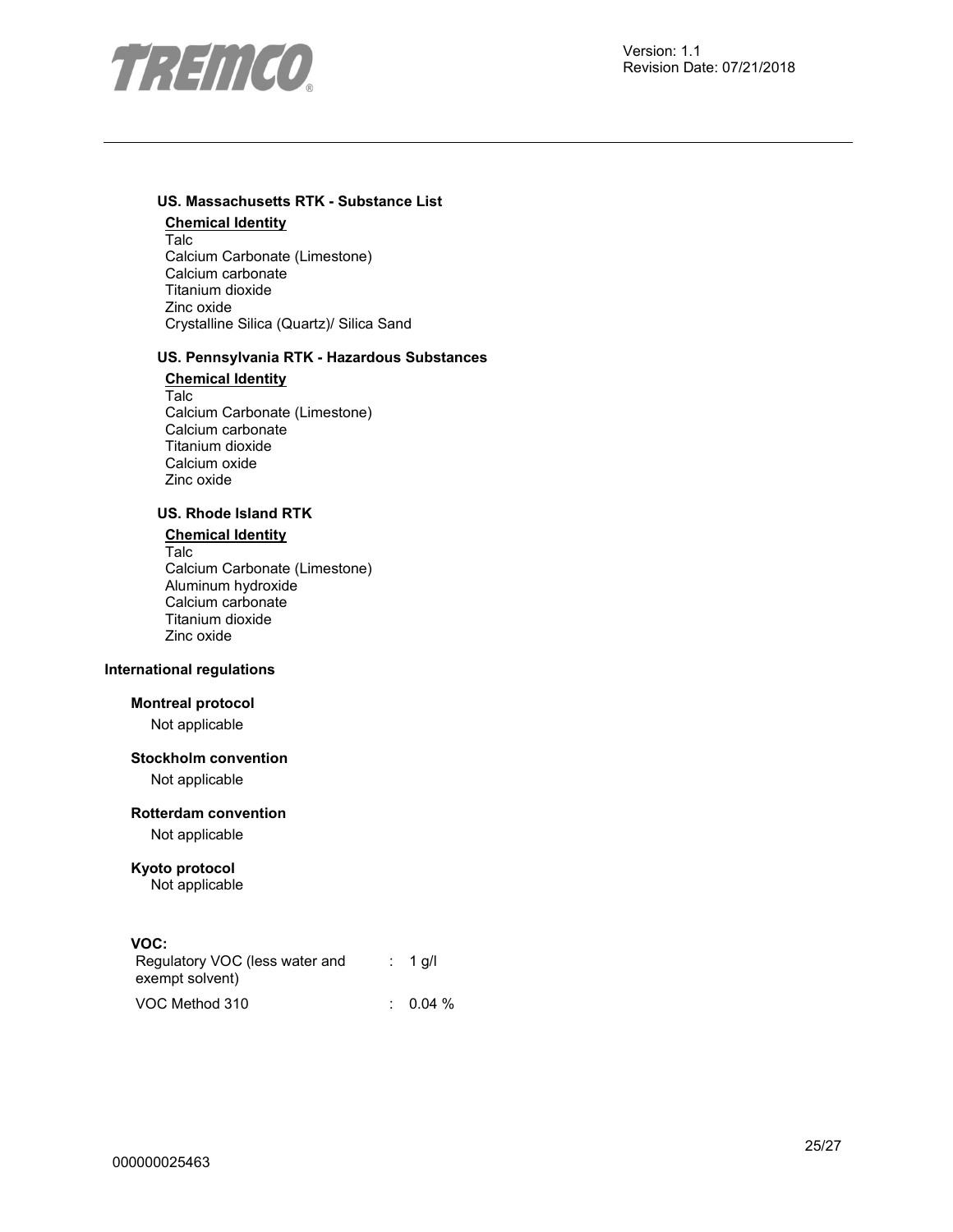### US. Massachusetts RTK - Substance List

**Chemical Identity**

Talc
Calcium Carbonate (Limestone)
Calcium carbonate
Titanium dioxide
Zinc oxide
Crystalline Silica (Quartz)/ Silica Sand

### US. Pennsylvania RTK - Hazardous Substances

**Chemical Identity**

Talc
Calcium Carbonate (Limestone)
Calcium carbonate
Titanium dioxide
Calcium oxide
Zinc oxide

### US. Rhode Island RTK

**Chemical Identity**

Talc
Calcium Carbonate (Limestone)
Aluminum hydroxide
Calcium carbonate
Titanium dioxide
Zinc oxide

## International regulations

### Montreal protocol

Not applicable

### Stockholm convention

Not applicable

### Rotterdam convention

Not applicable

### Kyoto protocol

Not applicable

### VOC:

| | | |
|---|---|---|
| Regulatory VOC (less water and exempt solvent) | : | 1 g/l |
| VOC Method 310 | : | 0.04 % |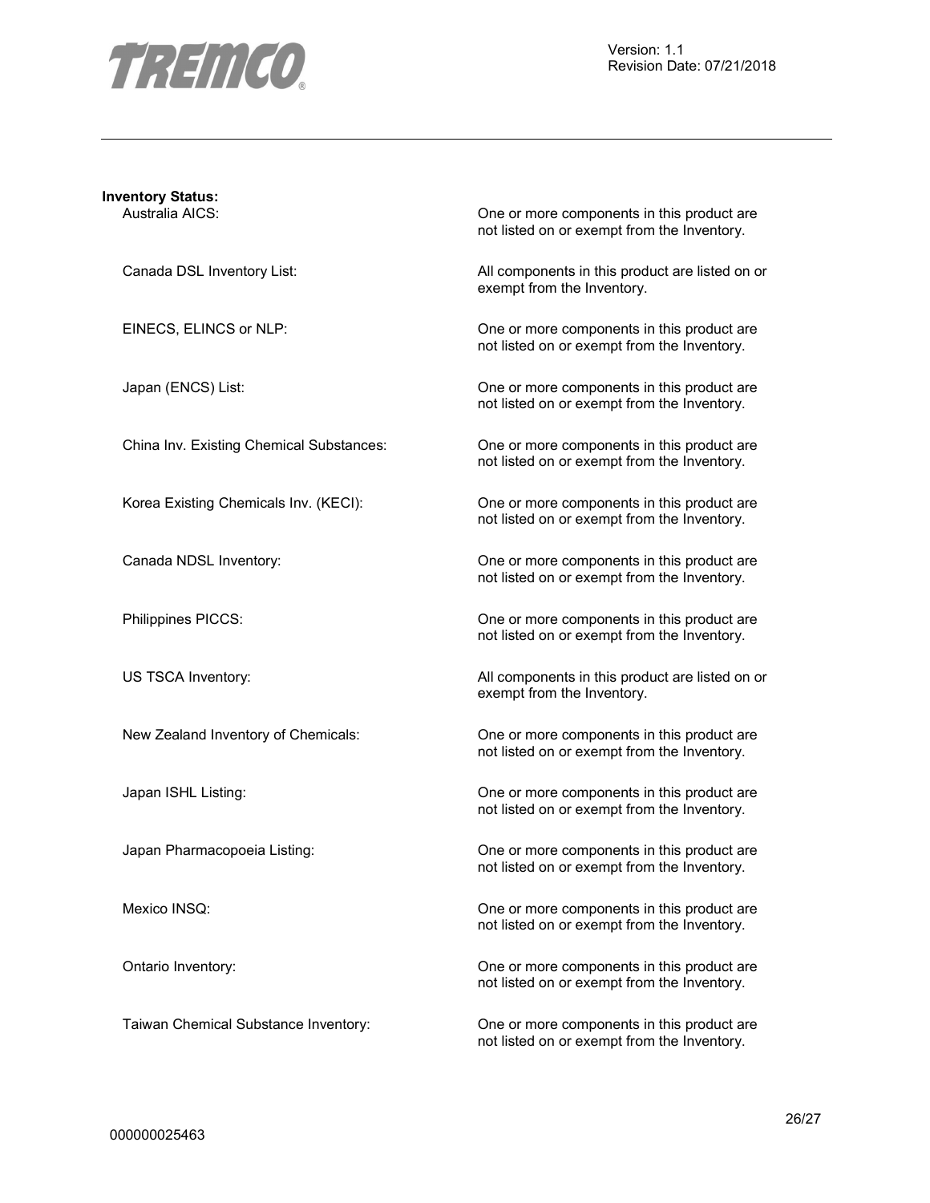**Inventory Status:**

| | |
|---|---|
| Australia AICS: | One or more components in this product are not listed on or exempt from the Inventory. |
| Canada DSL Inventory List: | All components in this product are listed on or exempt from the Inventory. |
| EINECS, ELINCS or NLP: | One or more components in this product are not listed on or exempt from the Inventory. |
| Japan (ENCS) List: | One or more components in this product are not listed on or exempt from the Inventory. |
| China Inv. Existing Chemical Substances: | One or more components in this product are not listed on or exempt from the Inventory. |
| Korea Existing Chemicals Inv. (KECI): | One or more components in this product are not listed on or exempt from the Inventory. |
| Canada NDSL Inventory: | One or more components in this product are not listed on or exempt from the Inventory. |
| Philippines PICCS: | One or more components in this product are not listed on or exempt from the Inventory. |
| US TSCA Inventory: | All components in this product are listed on or exempt from the Inventory. |
| New Zealand Inventory of Chemicals: | One or more components in this product are not listed on or exempt from the Inventory. |
| Japan ISHL Listing: | One or more components in this product are not listed on or exempt from the Inventory. |
| Japan Pharmacopoeia Listing: | One or more components in this product are not listed on or exempt from the Inventory. |
| Mexico INSQ: | One or more components in this product are not listed on or exempt from the Inventory. |
| Ontario Inventory: | One or more components in this product are not listed on or exempt from the Inventory. |
| Taiwan Chemical Substance Inventory: | One or more components in this product are not listed on or exempt from the Inventory. |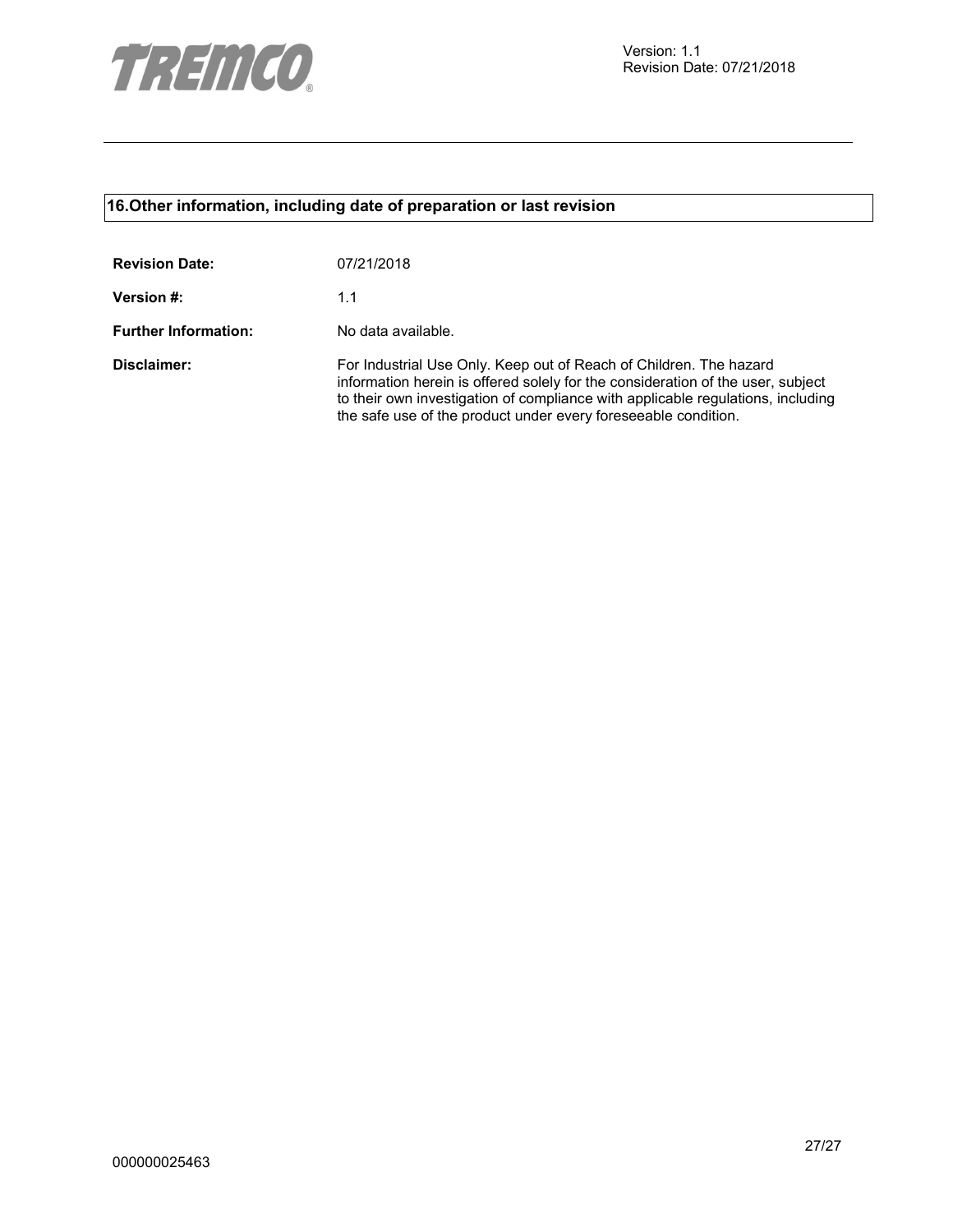## 16.Other information, including date of preparation or last revision

| | |
|---|---|
| **Revision Date:** | 07/21/2018 |
| **Version #:** | 1.1 |
| **Further Information:** | No data available. |
| **Disclaimer:** | For Industrial Use Only. Keep out of Reach of Children. The hazard information herein is offered solely for the consideration of the user, subject to their own investigation of compliance with applicable regulations, including the safe use of the product under every foreseeable condition. |